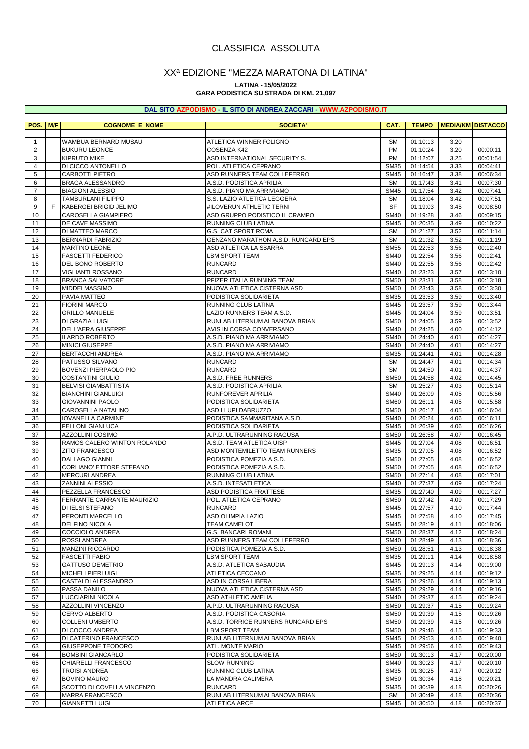# CLASSIFICA ASSOLUTA

## XXª EDIZIONE "MEZZA MARATONA DI LATINA"

**LATINA - 15/05/2022**
**GARA PODISTICA SU STRADA DI KM. 21,097**

**DAL SITO AZPODISMO - IL SITO DI ANDREA ZACCARI - WWW.AZPODISMO.IT**

| POS. | M/F | COGNOME E NOME | SOCIETA' | CAT. | TEMPO | MEDIA/KM | DISTACCO |
|---|---|---|---|---|---|---|---|
| 1 | | WAMBUA BERNARD MUSAU | ATLETICA WINNER FOLIGNO | SM | 01:10:13 | 3.20 | |
| 2 | | BUKURU LEONCE | COSENZA K42 | PM | 01:10:24 | 3.20 | 00:00:11 |
| 3 | | KIPRUTO MIKE | ASD INTERNATIONAL SECURITY S. | PM | 01:12:07 | 3.25 | 00:01:54 |
| 4 | | DI CICCO ANTONELLO | POL. ATLETICA CEPRANO | SM35 | 01:14:54 | 3.33 | 00:04:41 |
| 5 | | CARBOTTI PIETRO | ASD RUNNERS TEAM COLLEFERRO | SM45 | 01:16:47 | 3.38 | 00:06:34 |
| 6 | | BRAGA ALESSANDRO | A.S.D. PODISTICA APRILIA | SM | 01:17:43 | 3.41 | 00:07:30 |
| 7 | | BIAGIONI ALESSIO | A.S.D. PIANO MA ARRIVIAMO | SM45 | 01:17:54 | 3.42 | 00:07:41 |
| 8 | | TAMBURLANI FILIPPO | S.S. LAZIO ATLETICA LEGGERA | SM | 01:18:04 | 3.42 | 00:07:51 |
| 9 | F | KABERGEI BRIGID JELIMO | #ILOVERUN ATHLETIC TERNI | SF | 01:19:03 | 3.45 | 00:08:50 |
| 10 | | CAROSELLA GIAMPIERO | ASD GRUPPO PODISTICO IL CRAMPO | SM40 | 01:19:28 | 3.46 | 00:09:15 |
| 11 | | DE CAVE MASSIMO | RUNNING CLUB LATINA | SM45 | 01:20:35 | 3.49 | 00:10:22 |
| 12 | | DI MATTEO MARCO | G.S. CAT SPORT ROMA | SM | 01:21:27 | 3.52 | 00:11:14 |
| 13 | | BERNARDI FABRIZIO | GENZANO MARATHON A.S.D. RUNCARD EPS | SM | 01:21:32 | 3.52 | 00:11:19 |
| 14 | | MARTINO LEONE | ASD ATLETICA LA SBARRA | SM55 | 01:22:53 | 3.56 | 00:12:40 |
| 15 | | FASCETTI FEDERICO | LBM SPORT TEAM | SM40 | 01:22:54 | 3.56 | 00:12:41 |
| 16 | | DEL BONO ROBERTO | RUNCARD | SM40 | 01:22:55 | 3.56 | 00:12:42 |
| 17 | | VIGLIANTI ROSSANO | RUNCARD | SM40 | 01:23:23 | 3.57 | 00:13:10 |
| 18 | | BRANCA SALVATORE | PFIZER ITALIA RUNNING TEAM | SM50 | 01:23:31 | 3.58 | 00:13:18 |
| 19 | | MIDDEI MASSIMO | NUOVA ATLETICA CISTERNA ASD | SM50 | 01:23:43 | 3.58 | 00:13:30 |
| 20 | | PAVIA MATTEO | PODISTICA SOLIDARIETA | SM35 | 01:23:53 | 3.59 | 00:13:40 |
| 21 | | FIORINI MARCO | RUNNING CLUB LATINA | SM45 | 01:23:57 | 3.59 | 00:13:44 |
| 22 | | GRILLO MANUELE | LAZIO RUNNERS TEAM A.S.D. | SM45 | 01:24:04 | 3.59 | 00:13:51 |
| 23 | | DI GRAZIA LUIGI | RUNLAB LITERNUM ALBANOVA BRIAN | SM50 | 01:24:05 | 3.59 | 00:13:52 |
| 24 | | DELL'AERA GIUSEPPE | AVIS IN CORSA CONVERSANO | SM40 | 01:24:25 | 4.00 | 00:14:12 |
| 25 | | ILARDO ROBERTO | A.S.D. PIANO MA ARRIVIAMO | SM40 | 01:24:40 | 4.01 | 00:14:27 |
| 26 | | MINICI GIUSEPPE | A.S.D. PIANO MA ARRIVIAMO | SM40 | 01:24:40 | 4.01 | 00:14:27 |
| 27 | | BERTACCHI ANDREA | A.S.D. PIANO MA ARRIVIAMO | SM35 | 01:24:41 | 4.01 | 00:14:28 |
| 28 | | PATUSSO SILVANO | RUNCARD | SM | 01:24:47 | 4.01 | 00:14:34 |
| 29 | | BOVENZI PIERPAOLO PIO | RUNCARD | SM | 01:24:50 | 4.01 | 00:14:37 |
| 30 | | COSTANTINI GIULIO | A.S.D. FREE RUNNERS | SM50 | 01:24:58 | 4.02 | 00:14:45 |
| 31 | | BELVISI GIAMBATTISTA | A.S.D. PODISTICA APRILIA | SM | 01:25:27 | 4.03 | 00:15:14 |
| 32 | | BIANCHINI GIANLUIGI | RUNFOREVER APRILIA | SM40 | 01:26:09 | 4.05 | 00:15:56 |
| 33 | | GIOVANNINI PAOLO | PODISTICA SOLIDARIETA | SM60 | 01:26:11 | 4.05 | 00:15:58 |
| 34 | | CAROSELLA NATALINO | ASD I LUPI DABRUZZO | SM50 | 01:26:17 | 4.05 | 00:16:04 |
| 35 | | IOVANELLA CARMINE | PODISTICA SAMMARITANA A.S.D. | SM40 | 01:26:24 | 4.06 | 00:16:11 |
| 36 | | FELLONI GIANLUCA | PODISTICA SOLIDARIETA | SM45 | 01:26:39 | 4.06 | 00:16:26 |
| 37 | | AZZOLLINI COSIMO | A.P.D. ULTRARUNNING RAGUSA | SM50 | 01:26:58 | 4.07 | 00:16:45 |
| 38 | | RAMOS CALERO WINTON ROLANDO | A.S.D. TEAM ATLETICA UISP | SM45 | 01:27:04 | 4.08 | 00:16:51 |
| 39 | | ZITO FRANCESCO | ASD MONTEMILETTO TEAM RUNNERS | SM35 | 01:27:05 | 4.08 | 00:16:52 |
| 40 | | DALLAGO GIANNI | PODISTICA POMEZIA A.S.D. | SM50 | 01:27:05 | 4.08 | 00:16:52 |
| 41 | | CORLIANO' ETTORE STEFANO | PODISTICA POMEZIA A.S.D. | SM50 | 01:27:05 | 4.08 | 00:16:52 |
| 42 | | MERCURI ANDREA | RUNNING CLUB LATINA | SM50 | 01:27:14 | 4.08 | 00:17:01 |
| 43 | | ZANNINI ALESSIO | A.S.D. INTESATLETICA | SM40 | 01:27:37 | 4.09 | 00:17:24 |
| 44 | | PEZZELLA FRANCESCO | ASD PODISTICA FRATTESE | SM35 | 01:27:40 | 4.09 | 00:17:27 |
| 45 | | FERRANTE CARRANTE MAURIZIO | POL. ATLETICA CEPRANO | SM50 | 01:27:42 | 4.09 | 00:17:29 |
| 46 | | DI IELSI STEFANO | RUNCARD | SM45 | 01:27:57 | 4.10 | 00:17:44 |
| 47 | | PERONTI MARCELLO | ASD OLIMPIA LAZIO | SM45 | 01:27:58 | 4.10 | 00:17:45 |
| 48 | | DELFINO NICOLA | TEAM CAMELOT | SM45 | 01:28:19 | 4.11 | 00:18:06 |
| 49 | | COCCIOLO ANDREA | G.S. BANCARI ROMANI | SM50 | 01:28:37 | 4.12 | 00:18:24 |
| 50 | | ROSSI ANDREA | ASD RUNNERS TEAM COLLEFERRO | SM40 | 01:28:49 | 4.13 | 00:18:36 |
| 51 | | MANZINI RICCARDO | PODISTICA POMEZIA A.S.D. | SM50 | 01:28:51 | 4.13 | 00:18:38 |
| 52 | | FASCETTI FABIO | LBM SPORT TEAM | SM35 | 01:29:11 | 4.14 | 00:18:58 |
| 53 | | GATTUSO DEMETRIO | A.S.D. ATLETICA SABAUDIA | SM45 | 01:29:13 | 4.14 | 00:19:00 |
| 54 | | MICHELI PIERLUIGI | ATLETICA CECCANO | SM35 | 01:29:25 | 4.14 | 00:19:12 |
| 55 | | CASTALDI ALESSANDRO | ASD IN CORSA LIBERA | SM35 | 01:29:26 | 4.14 | 00:19:13 |
| 56 | | PASSA DANILO | NUOVA ATLETICA CISTERNA ASD | SM45 | 01:29:29 | 4.14 | 00:19:16 |
| 57 | | LUCCIARINI NICOLA | ASD ATHLETIC AMELIA | SM40 | 01:29:37 | 4.15 | 00:19:24 |
| 58 | | AZZOLLINI VINCENZO | A.P.D. ULTRARUNNING RAGUSA | SM50 | 01:29:37 | 4.15 | 00:19:24 |
| 59 | | CERVO ALBERTO | A.S.D. PODISTICA CASORIA | SM50 | 01:29:39 | 4.15 | 00:19:26 |
| 60 | | COLLENI UMBERTO | A.S.D. TORRICE RUNNERS RUNCARD EPS | SM50 | 01:29:39 | 4.15 | 00:19:26 |
| 61 | | DI COCCO ANDREA | LBM SPORT TEAM | SM50 | 01:29:46 | 4.15 | 00:19:33 |
| 62 | | DI CATERINO FRANCESCO | RUNLAB LITERNUM ALBANOVA BRIAN | SM45 | 01:29:53 | 4.16 | 00:19:40 |
| 63 | | GIUSEPPONE TEODORO | ATL. MONTE MARIO | SM45 | 01:29:56 | 4.16 | 00:19:43 |
| 64 | | BOMBINI GIANCARLO | PODISTICA SOLIDARIETA | SM50 | 01:30:13 | 4.17 | 00:20:00 |
| 65 | | CHIARELLI FRANCESCO | SLOW RUNNING | SM40 | 01:30:23 | 4.17 | 00:20:10 |
| 66 | | TROISI ANDREA | RUNNING CLUB LATINA | SM35 | 01:30:25 | 4.17 | 00:20:12 |
| 67 | | BOVINO MAURO | LA MANDRA CALIMERA | SM50 | 01:30:34 | 4.18 | 00:20:21 |
| 68 | | SCOTTO DI COVELLA VINCENZO | RUNCARD | SM35 | 01:30:39 | 4.18 | 00:20:26 |
| 69 | | MARRA FRANCESCO | RUNLAB LITERNUM ALBANOVA BRIAN | SM | 01:30:49 | 4.18 | 00:20:36 |
| 70 | | GIANNETTI LUIGI | ATLETICA ARCE | SM45 | 01:30:50 | 4.18 | 00:20:37 |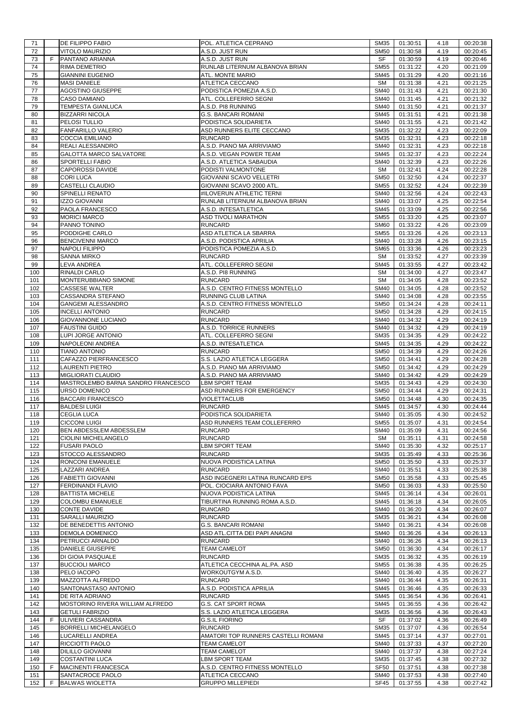| | | | | | | | |
|---|---|---|---|---|---|---|---|
| 71 | | DE FILIPPO FABIO | POL. ATLETICA CEPRANO | SM35 | 01:30:51 | 4.18 | 00:20:38 |
| 72 | | VITOLO MAURIZIO | A.S.D. JUST RUN | SM50 | 01:30:58 | 4.19 | 00:20:45 |
| 73 | F | PANTANO ARIANNA | A.S.D. JUST RUN | SF | 01:30:59 | 4.19 | 00:20:46 |
| 74 | | RIMA DEMETRIO | RUNLAB LITERNUM ALBANOVA BRIAN | SM55 | 01:31:22 | 4.20 | 00:21:09 |
| 75 | | GIANNINI EUGENIO | ATL. MONTE MARIO | SM45 | 01:31:29 | 4.20 | 00:21:16 |
| 76 | | MASI DANIELE | ATLETICA CECCANO | SM | 01:31:38 | 4.21 | 00:21:25 |
| 77 | | AGOSTINO GIUSEPPE | PODISTICA POMEZIA A.S.D. | SM40 | 01:31:43 | 4.21 | 00:21:30 |
| 78 | | CASO DAMIANO | ATL. COLLEFERRO SEGNI | SM40 | 01:31:45 | 4.21 | 00:21:32 |
| 79 | | TEMPESTA GIANLUCA | A.S.D. PI8 RUNNING | SM40 | 01:31:50 | 4.21 | 00:21:37 |
| 80 | | BIZZARRI NICOLA | G.S. BANCARI ROMANI | SM45 | 01:31:51 | 4.21 | 00:21:38 |
| 81 | | PELOSI TULLIO | PODISTICA SOLIDARIETA | SM40 | 01:31:55 | 4.21 | 00:21:42 |
| 82 | | FANFARILLO VALERIO | ASD RUNNERS ELITE CECCANO | SM35 | 01:32:22 | 4.23 | 00:22:09 |
| 83 | | COCCIA EMILIANO | RUNCARD | SM35 | 01:32:31 | 4.23 | 00:22:18 |
| 84 | | REALI ALESSANDRO | A.S.D. PIANO MA ARRIVIAMO | SM40 | 01:32:31 | 4.23 | 00:22:18 |
| 85 | | GALOTTA MARCO SALVATORE | A.S.D. VEGAN POWER TEAM | SM45 | 01:32:37 | 4.23 | 00:22:24 |
| 86 | | SPORTELLI FABIO | A.S.D. ATLETICA SABAUDIA | SM40 | 01:32:39 | 4.23 | 00:22:26 |
| 87 | | CAPOROSSI DAVIDE | PODISTI VALMONTONE | SM | 01:32:41 | 4.24 | 00:22:28 |
| 88 | | CORI LUCA | GIOVANNI SCAVO VELLETRI | SM50 | 01:32:50 | 4.24 | 00:22:37 |
| 89 | | CASTELLI CLAUDIO | GIOVANNI SCAVO 2000 ATL. | SM55 | 01:32:52 | 4.24 | 00:22:39 |
| 90 | | SPINELLI RENATO | #ILOVERUN ATHLETIC TERNI | SM40 | 01:32:56 | 4.24 | 00:22:43 |
| 91 | | IZZO GIOVANNI | RUNLAB LITERNUM ALBANOVA BRIAN | SM40 | 01:33:07 | 4.25 | 00:22:54 |
| 92 | | PAOLA FRANCESCO | A.S.D. INTESATLETICA | SM45 | 01:33:09 | 4.25 | 00:22:56 |
| 93 | | MORICI MARCO | ASD TIVOLI MARATHON | SM55 | 01:33:20 | 4.25 | 00:23:07 |
| 94 | | PANNO TONINO | RUNCARD | SM60 | 01:33:22 | 4.26 | 00:23:09 |
| 95 | | PODDIGHE CARLO | ASD ATLETICA LA SBARRA | SM55 | 01:33:26 | 4.26 | 00:23:13 |
| 96 | | BENCIVENNI MARCO | A.S.D. PODISTICA APRILIA | SM40 | 01:33:28 | 4.26 | 00:23:15 |
| 97 | | NAPOLI FILIPPO | PODISTICA POMEZIA A.S.D. | SM65 | 01:33:36 | 4.26 | 00:23:23 |
| 98 | | SANNA MIRKO | RUNCARD | SM | 01:33:52 | 4.27 | 00:23:39 |
| 99 | | LEVA ANDREA | ATL. COLLEFERRO SEGNI | SM45 | 01:33:55 | 4.27 | 00:23:42 |
| 100 | | RINALDI CARLO | A.S.D. PI8 RUNNING | SM | 01:34:00 | 4.27 | 00:23:47 |
| 101 | | MONTERUBBIANO SIMONE | RUNCARD | SM | 01:34:05 | 4.28 | 00:23:52 |
| 102 | | CASSESE WALTER | A.S.D. CENTRO FITNESS MONTELLO | SM40 | 01:34:05 | 4.28 | 00:23:52 |
| 103 | | CASSANDRA STEFANO | RUNNING CLUB LATINA | SM40 | 01:34:08 | 4.28 | 00:23:55 |
| 104 | | GANGEMI ALESSANDRO | A.S.D. CENTRO FITNESS MONTELLO | SM50 | 01:34:24 | 4.28 | 00:24:11 |
| 105 | | INCELLI ANTONIO | RUNCARD | SM50 | 01:34:28 | 4.29 | 00:24:15 |
| 106 | | GIOVANNONE LUCIANO | RUNCARD | SM40 | 01:34:32 | 4.29 | 00:24:19 |
| 107 | | FAUSTINI GUIDO | A.S.D. TORRICE RUNNERS | SM40 | 01:34:32 | 4.29 | 00:24:19 |
| 108 | | LUPI JORGE ANTONIO | ATL. COLLEFERRO SEGNI | SM35 | 01:34:35 | 4.29 | 00:24:22 |
| 109 | | NAPOLEONI ANDREA | A.S.D. INTESATLETICA | SM45 | 01:34:35 | 4.29 | 00:24:22 |
| 110 | | TIANO ANTONIO | RUNCARD | SM50 | 01:34:39 | 4.29 | 00:24:26 |
| 111 | | CAFAZZO PIERFRANCESCO | S.S. LAZIO ATLETICA LEGGERA | SM50 | 01:34:41 | 4.29 | 00:24:28 |
| 112 | | LAURENTI PIETRO | A.S.D. PIANO MA ARRIVIAMO | SM50 | 01:34:42 | 4.29 | 00:24:29 |
| 113 | | MIGLIORATI CLAUDIO | A.S.D. PIANO MA ARRIVIAMO | SM40 | 01:34:42 | 4.29 | 00:24:29 |
| 114 | | MASTROLEMBO BARNA SANDRO FRANCESCO | LBM SPORT TEAM | SM35 | 01:34:43 | 4.29 | 00:24:30 |
| 115 | | URSO DOMENICO | ASD RUNNERS FOR EMERGENCY | SM50 | 01:34:44 | 4.29 | 00:24:31 |
| 116 | | BACCARI FRANCESCO | VIOLETTACLUB | SM50 | 01:34:48 | 4.30 | 00:24:35 |
| 117 | | BALDESI LUIGI | RUNCARD | SM45 | 01:34:57 | 4.30 | 00:24:44 |
| 118 | | CEGLIA LUCA | PODISTICA SOLIDARIETA | SM40 | 01:35:05 | 4.30 | 00:24:52 |
| 119 | | CICCONI LUIGI | ASD RUNNERS TEAM COLLEFERRO | SM55 | 01:35:07 | 4.31 | 00:24:54 |
| 120 | | BEN ABDESSLEM ABDESSLEM | RUNCARD | SM40 | 01:35:09 | 4.31 | 00:24:56 |
| 121 | | CIOLINI MICHELANGELO | RUNCARD | SM | 01:35:11 | 4.31 | 00:24:58 |
| 122 | | FUSARI PAOLO | LBM SPORT TEAM | SM40 | 01:35:30 | 4.32 | 00:25:17 |
| 123 | | STOCCO ALESSANDRO | RUNCARD | SM35 | 01:35:49 | 4.33 | 00:25:36 |
| 124 | | RONCONI EMANUELE | NUOVA PODISTICA LATINA | SM50 | 01:35:50 | 4.33 | 00:25:37 |
| 125 | | LAZZARI ANDREA | RUNCARD | SM40 | 01:35:51 | 4.33 | 00:25:38 |
| 126 | | FABIETTI GIOVANNI | ASD INGEGNERI LATINA RUNCARD EPS | SM50 | 01:35:58 | 4.33 | 00:25:45 |
| 127 | | FERDINANDI FLAVIO | POL. CIOCIARA ANTONIO FAVA | SM50 | 01:36:03 | 4.33 | 00:25:50 |
| 128 | | BATTISTA MICHELE | NUOVA PODISTICA LATINA | SM45 | 01:36:14 | 4.34 | 00:26:01 |
| 129 | | COLOMBU EMANUELE | TIBURTINA RUNNING ROMA A.S.D. | SM45 | 01:36:18 | 4.34 | 00:26:05 |
| 130 | | CONTE DAVIDE | RUNCARD | SM40 | 01:36:20 | 4.34 | 00:26:07 |
| 131 | | SARALLI MAURIZIO | RUNCARD | SM35 | 01:36:21 | 4.34 | 00:26:08 |
| 132 | | DE BENEDETTIS ANTONIO | G.S. BANCARI ROMANI | SM40 | 01:36:21 | 4.34 | 00:26:08 |
| 133 | | DEMOLA DOMENICO | ASD ATL.CITTA DEI PAPI ANAGNI | SM40 | 01:36:26 | 4.34 | 00:26:13 |
| 134 | | PETRUCCI ARNALDO | RUNCARD | SM40 | 01:36:26 | 4.34 | 00:26:13 |
| 135 | | DANIELE GIUSEPPE | TEAM CAMELOT | SM50 | 01:36:30 | 4.34 | 00:26:17 |
| 136 | | DI GIOIA PASQUALE | RUNCARD | SM35 | 01:36:32 | 4.35 | 00:26:19 |
| 137 | | BUCCIOLI MARCO | ATLETICA CECCHINA AL.PA. ASD | SM55 | 01:36:38 | 4.35 | 00:26:25 |
| 138 | | PELO IACOPO | WORKOUTGYM A.S.D. | SM40 | 01:36:40 | 4.35 | 00:26:27 |
| 139 | | MAZZOTTA ALFREDO | RUNCARD | SM40 | 01:36:44 | 4.35 | 00:26:31 |
| 140 | | SANTONASTASO ANTONIO | A.S.D. PODISTICA APRILIA | SM45 | 01:36:46 | 4.35 | 00:26:33 |
| 141 | | DE RITA ADRIANO | RUNCARD | SM45 | 01:36:54 | 4.36 | 00:26:41 |
| 142 | | MOSTORINO RIVERA WILLIAM ALFREDO | G.S. CAT SPORT ROMA | SM45 | 01:36:55 | 4.36 | 00:26:42 |
| 143 | | GETULI FABRIZIO | S.S. LAZIO ATLETICA LEGGERA | SM35 | 01:36:56 | 4.36 | 00:26:43 |
| 144 | F | ULIVIERI CASSANDRA | G.S.IL FIORINO | SF | 01:37:02 | 4.36 | 00:26:49 |
| 145 | | BORRELLI MICHELANGELO | RUNCARD | SM35 | 01:37:07 | 4.36 | 00:26:54 |
| 146 | | LUCARELLI ANDREA | AMATORI TOP RUNNERS CASTELLI ROMANI | SM45 | 01:37:14 | 4.37 | 00:27:01 |
| 147 | | RICCIOTTI PAOLO | TEAM CAMELOT | SM40 | 01:37:33 | 4.37 | 00:27:20 |
| 148 | | DILILLO GIOVANNI | TEAM CAMELOT | SM40 | 01:37:37 | 4.38 | 00:27:24 |
| 149 | | COSTANTINI LUCA | LBM SPORT TEAM | SM35 | 01:37:45 | 4.38 | 00:27:32 |
| 150 | F | MACINENTI FRANCESCA | A.S.D. CENTRO FITNESS MONTELLO | SF50 | 01:37:51 | 4.38 | 00:27:38 |
| 151 | | SANTACROCE PAOLO | ATLETICA CECCANO | SM40 | 01:37:53 | 4.38 | 00:27:40 |
| 152 | F | BALWAS WIOLETTA | GRUPPO MILLEPIEDI | SF45 | 01:37:55 | 4.38 | 00:27:42 |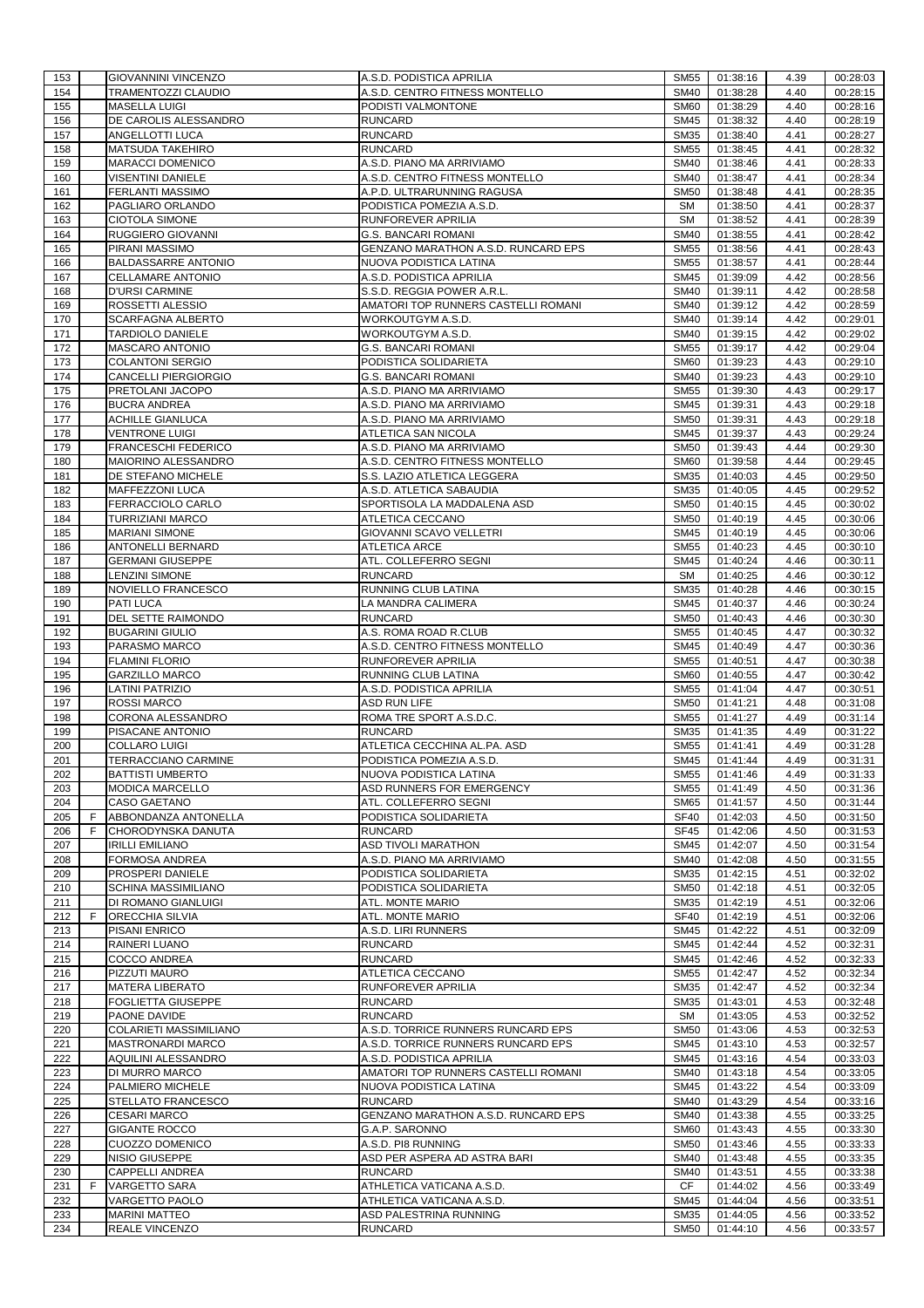| 153 | | GIOVANNINI VINCENZO | A.S.D. PODISTICA APRILIA | SM55 | 01:38:16 | 4.39 | 00:28:03 |
|---|---|---|---|---|---|---|---|
| 154 | | TRAMENTOZZI CLAUDIO | A.S.D. CENTRO FITNESS MONTELLO | SM40 | 01:38:28 | 4.40 | 00:28:15 |
| 155 | | MASELLA LUIGI | PODISTI VALMONTONE | SM60 | 01:38:29 | 4.40 | 00:28:16 |
| 156 | | DE CAROLIS ALESSANDRO | RUNCARD | SM45 | 01:38:32 | 4.40 | 00:28:19 |
| 157 | | ANGELLOTTI LUCA | RUNCARD | SM35 | 01:38:40 | 4.41 | 00:28:27 |
| 158 | | MATSUDA TAKEHIRO | RUNCARD | SM55 | 01:38:45 | 4.41 | 00:28:32 |
| 159 | | MARACCI DOMENICO | A.S.D. PIANO MA ARRIVIAMO | SM40 | 01:38:46 | 4.41 | 00:28:33 |
| 160 | | VISENTINI DANIELE | A.S.D. CENTRO FITNESS MONTELLO | SM40 | 01:38:47 | 4.41 | 00:28:34 |
| 161 | | FERLANTI MASSIMO | A.P.D. ULTRARUNNING RAGUSA | SM50 | 01:38:48 | 4.41 | 00:28:35 |
| 162 | | PAGLIARO ORLANDO | PODISTICA POMEZIA A.S.D. | SM | 01:38:50 | 4.41 | 00:28:37 |
| 163 | | CIOTOLA SIMONE | RUNFOREVER APRILIA | SM | 01:38:52 | 4.41 | 00:28:39 |
| 164 | | RUGGIERO GIOVANNI | G.S. BANCARI ROMANI | SM40 | 01:38:55 | 4.41 | 00:28:42 |
| 165 | | PIRANI MASSIMO | GENZANO MARATHON A.S.D. RUNCARD EPS | SM55 | 01:38:56 | 4.41 | 00:28:43 |
| 166 | | BALDASSARRE ANTONIO | NUOVA PODISTICA LATINA | SM55 | 01:38:57 | 4.41 | 00:28:44 |
| 167 | | CELLAMARE ANTONIO | A.S.D. PODISTICA APRILIA | SM45 | 01:39:09 | 4.42 | 00:28:56 |
| 168 | | D'URSI CARMINE | S.S.D. REGGIA POWER A.R.L. | SM40 | 01:39:11 | 4.42 | 00:28:58 |
| 169 | | ROSSETTI ALESSIO | AMATORI TOP RUNNERS CASTELLI ROMANI | SM40 | 01:39:12 | 4.42 | 00:28:59 |
| 170 | | SCARFAGNA ALBERTO | WORKOUTGYM A.S.D. | SM40 | 01:39:14 | 4.42 | 00:29:01 |
| 171 | | TARDIOLO DANIELE | WORKOUTGYM A.S.D. | SM40 | 01:39:15 | 4.42 | 00:29:02 |
| 172 | | MASCARO ANTONIO | G.S. BANCARI ROMANI | SM55 | 01:39:17 | 4.42 | 00:29:04 |
| 173 | | COLANTONI SERGIO | PODISTICA SOLIDARIETA | SM60 | 01:39:23 | 4.43 | 00:29:10 |
| 174 | | CANCELLI PIERGIORGIO | G.S. BANCARI ROMANI | SM40 | 01:39:23 | 4.43 | 00:29:10 |
| 175 | | PRETOLANI JACOPO | A.S.D. PIANO MA ARRIVIAMO | SM55 | 01:39:30 | 4.43 | 00:29:17 |
| 176 | | BUCRA ANDREA | A.S.D. PIANO MA ARRIVIAMO | SM45 | 01:39:31 | 4.43 | 00:29:18 |
| 177 | | ACHILLE GIANLUCA | A.S.D. PIANO MA ARRIVIAMO | SM50 | 01:39:31 | 4.43 | 00:29:18 |
| 178 | | VENTRONE LUIGI | ATLETICA SAN NICOLA | SM45 | 01:39:37 | 4.43 | 00:29:24 |
| 179 | | FRANCESCHI FEDERICO | A.S.D. PIANO MA ARRIVIAMO | SM50 | 01:39:43 | 4.44 | 00:29:30 |
| 180 | | MAIORINO ALESSANDRO | A.S.D. CENTRO FITNESS MONTELLO | SM60 | 01:39:58 | 4.44 | 00:29:45 |
| 181 | | DE STEFANO MICHELE | S.S. LAZIO ATLETICA LEGGERA | SM35 | 01:40:03 | 4.45 | 00:29:50 |
| 182 | | MAFFEZZONI LUCA | A.S.D. ATLETICA SABAUDIA | SM35 | 01:40:05 | 4.45 | 00:29:52 |
| 183 | | FERRACCIOLO CARLO | SPORTISOLA LA MADDALENA ASD | SM50 | 01:40:15 | 4.45 | 00:30:02 |
| 184 | | TURRIZIANI MARCO | ATLETICA CECCANO | SM50 | 01:40:19 | 4.45 | 00:30:06 |
| 185 | | MARIANI SIMONE | GIOVANNI SCAVO VELLETRI | SM45 | 01:40:19 | 4.45 | 00:30:06 |
| 186 | | ANTONELLI BERNARD | ATLETICA ARCE | SM55 | 01:40:23 | 4.45 | 00:30:10 |
| 187 | | GERMANI GIUSEPPE | ATL. COLLEFERRO SEGNI | SM45 | 01:40:24 | 4.46 | 00:30:11 |
| 188 | | LENZINI SIMONE | RUNCARD | SM | 01:40:25 | 4.46 | 00:30:12 |
| 189 | | NOVIELLO FRANCESCO | RUNNING CLUB LATINA | SM35 | 01:40:28 | 4.46 | 00:30:15 |
| 190 | | PATI LUCA | LA MANDRA CALIMERA | SM45 | 01:40:37 | 4.46 | 00:30:24 |
| 191 | | DEL SETTE RAIMONDO | RUNCARD | SM50 | 01:40:43 | 4.46 | 00:30:30 |
| 192 | | BUGARINI GIULIO | A.S. ROMA ROAD R.CLUB | SM55 | 01:40:45 | 4.47 | 00:30:32 |
| 193 | | PARASMO MARCO | A.S.D. CENTRO FITNESS MONTELLO | SM45 | 01:40:49 | 4.47 | 00:30:36 |
| 194 | | FLAMINI FLORIO | RUNFOREVER APRILIA | SM55 | 01:40:51 | 4.47 | 00:30:38 |
| 195 | | GARZILLO MARCO | RUNNING CLUB LATINA | SM60 | 01:40:55 | 4.47 | 00:30:42 |
| 196 | | LATINI PATRIZIO | A.S.D. PODISTICA APRILIA | SM55 | 01:41:04 | 4.47 | 00:30:51 |
| 197 | | ROSSI MARCO | ASD RUN LIFE | SM50 | 01:41:21 | 4.48 | 00:31:08 |
| 198 | | CORONA ALESSANDRO | ROMA TRE SPORT A.S.D.C. | SM55 | 01:41:27 | 4.49 | 00:31:14 |
| 199 | | PISACANE ANTONIO | RUNCARD | SM35 | 01:41:35 | 4.49 | 00:31:22 |
| 200 | | COLLARO LUIGI | ATLETICA CECCHINA AL.PA. ASD | SM55 | 01:41:41 | 4.49 | 00:31:28 |
| 201 | | TERRACCIANO CARMINE | PODISTICA POMEZIA A.S.D. | SM45 | 01:41:44 | 4.49 | 00:31:31 |
| 202 | | BATTISTI UMBERTO | NUOVA PODISTICA LATINA | SM55 | 01:41:46 | 4.49 | 00:31:33 |
| 203 | | MODICA MARCELLO | ASD RUNNERS FOR EMERGENCY | SM55 | 01:41:49 | 4.50 | 00:31:36 |
| 204 | | CASO GAETANO | ATL. COLLEFERRO SEGNI | SM65 | 01:41:57 | 4.50 | 00:31:44 |
| 205 | F | ABBONDANZA ANTONELLA | PODISTICA SOLIDARIETA | SF40 | 01:42:03 | 4.50 | 00:31:50 |
| 206 | F | CHORODYNSKA DANUTA | RUNCARD | SF45 | 01:42:06 | 4.50 | 00:31:53 |
| 207 | | IRILLI EMILIANO | ASD TIVOLI MARATHON | SM45 | 01:42:07 | 4.50 | 00:31:54 |
| 208 | | FORMOSA ANDREA | A.S.D. PIANO MA ARRIVIAMO | SM40 | 01:42:08 | 4.50 | 00:31:55 |
| 209 | | PROSPERI DANIELE | PODISTICA SOLIDARIETA | SM35 | 01:42:15 | 4.51 | 00:32:02 |
| 210 | | SCHINA MASSIMILIANO | PODISTICA SOLIDARIETA | SM50 | 01:42:18 | 4.51 | 00:32:05 |
| 211 | | DI ROMANO GIANLUIGI | ATL. MONTE MARIO | SM35 | 01:42:19 | 4.51 | 00:32:06 |
| 212 | F | ORECCHIA SILVIA | ATL. MONTE MARIO | SF40 | 01:42:19 | 4.51 | 00:32:06 |
| 213 | | PISANI ENRICO | A.S.D. LIRI RUNNERS | SM45 | 01:42:22 | 4.51 | 00:32:09 |
| 214 | | RAINERI LUANO | RUNCARD | SM45 | 01:42:44 | 4.52 | 00:32:31 |
| 215 | | COCCO ANDREA | RUNCARD | SM45 | 01:42:46 | 4.52 | 00:32:33 |
| 216 | | PIZZUTI MAURO | ATLETICA CECCANO | SM55 | 01:42:47 | 4.52 | 00:32:34 |
| 217 | | MATERA LIBERATO | RUNFOREVER APRILIA | SM35 | 01:42:47 | 4.52 | 00:32:34 |
| 218 | | FOGLIETTA GIUSEPPE | RUNCARD | SM35 | 01:43:01 | 4.53 | 00:32:48 |
| 219 | | PAONE DAVIDE | RUNCARD | SM | 01:43:05 | 4.53 | 00:32:52 |
| 220 | | COLARIETI MASSIMILIANO | A.S.D. TORRICE RUNNERS RUNCARD EPS | SM50 | 01:43:06 | 4.53 | 00:32:53 |
| 221 | | MASTRONARDI MARCO | A.S.D. TORRICE RUNNERS RUNCARD EPS | SM45 | 01:43:10 | 4.53 | 00:32:57 |
| 222 | | AQUILINI ALESSANDRO | A.S.D. PODISTICA APRILIA | SM45 | 01:43:16 | 4.54 | 00:33:03 |
| 223 | | DI MURRO MARCO | AMATORI TOP RUNNERS CASTELLI ROMANI | SM40 | 01:43:18 | 4.54 | 00:33:05 |
| 224 | | PALMIERO MICHELE | NUOVA PODISTICA LATINA | SM45 | 01:43:22 | 4.54 | 00:33:09 |
| 225 | | STELLATO FRANCESCO | RUNCARD | SM40 | 01:43:29 | 4.54 | 00:33:16 |
| 226 | | CESARI MARCO | GENZANO MARATHON A.S.D. RUNCARD EPS | SM40 | 01:43:38 | 4.55 | 00:33:25 |
| 227 | | GIGANTE ROCCO | G.A.P. SARONNO | SM60 | 01:43:43 | 4.55 | 00:33:30 |
| 228 | | CUOZZO DOMENICO | A.S.D. PI8 RUNNING | SM50 | 01:43:46 | 4.55 | 00:33:33 |
| 229 | | NISIO GIUSEPPE | ASD PER ASPERA AD ASTRA BARI | SM40 | 01:43:48 | 4.55 | 00:33:35 |
| 230 | | CAPPELLI ANDREA | RUNCARD | SM40 | 01:43:51 | 4.55 | 00:33:38 |
| 231 | F | VARGETTO SARA | ATHLETICA VATICANA A.S.D. | CF | 01:44:02 | 4.56 | 00:33:49 |
| 232 | | VARGETTO PAOLO | ATHLETICA VATICANA A.S.D. | SM45 | 01:44:04 | 4.56 | 00:33:51 |
| 233 | | MARINI MATTEO | ASD PALESTRINA RUNNING | SM35 | 01:44:05 | 4.56 | 00:33:52 |
| 234 | | REALE VINCENZO | RUNCARD | SM50 | 01:44:10 | 4.56 | 00:33:57 |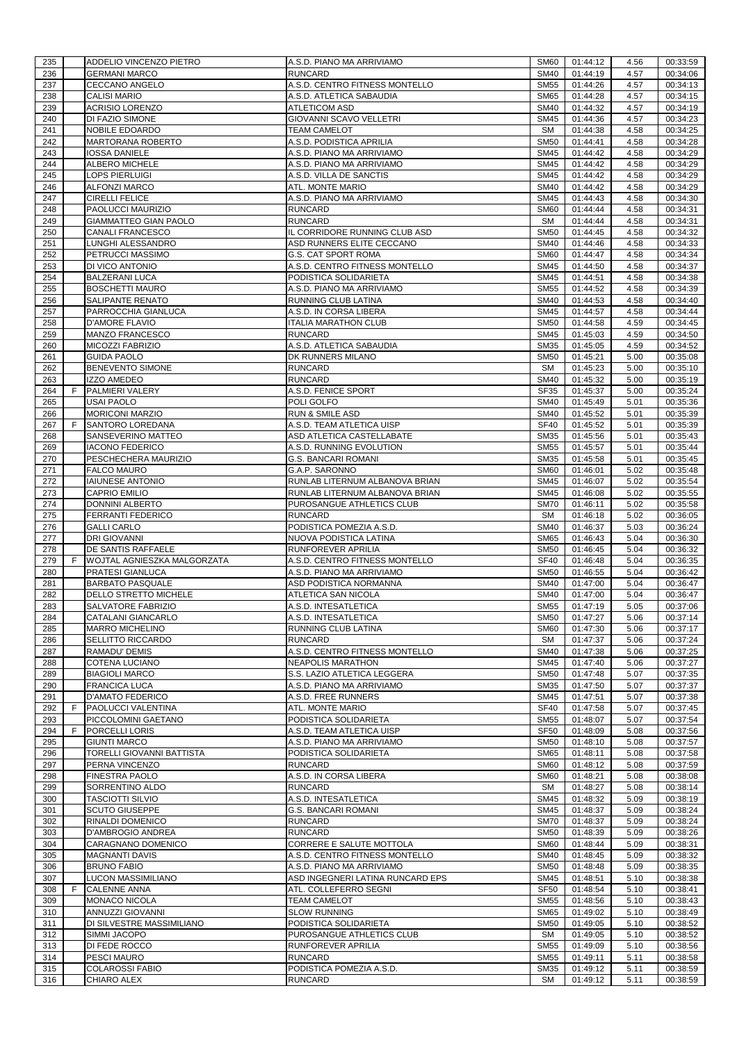| 235 | | ADDELIO VINCENZO PIETRO | A.S.D. PIANO MA ARRIVIAMO | SM60 | 01:44:12 | 4.56 | 00:33:59 |
|---|---|---|---|---|---|---|---|
| 236 | | GERMANI MARCO | RUNCARD | SM40 | 01:44:19 | 4.57 | 00:34:06 |
| 237 | | CECCANO ANGELO | A.S.D. CENTRO FITNESS MONTELLO | SM55 | 01:44:26 | 4.57 | 00:34:13 |
| 238 | | CALISI MARIO | A.S.D. ATLETICA SABAUDIA | SM65 | 01:44:28 | 4.57 | 00:34:15 |
| 239 | | ACRISIO LORENZO | ATLETICOM ASD | SM40 | 01:44:32 | 4.57 | 00:34:19 |
| 240 | | DI FAZIO SIMONE | GIOVANNI SCAVO VELLETRI | SM45 | 01:44:36 | 4.57 | 00:34:23 |
| 241 | | NOBILE EDOARDO | TEAM CAMELOT | SM | 01:44:38 | 4.58 | 00:34:25 |
| 242 | | MARTORANA ROBERTO | A.S.D. PODISTICA APRILIA | SM50 | 01:44:41 | 4.58 | 00:34:28 |
| 243 | | IOSSA DANIELE | A.S.D. PIANO MA ARRIVIAMO | SM45 | 01:44:42 | 4.58 | 00:34:29 |
| 244 | | ALBERO MICHELE | A.S.D. PIANO MA ARRIVIAMO | SM45 | 01:44:42 | 4.58 | 00:34:29 |
| 245 | | LOPS PIERLUIGI | A.S.D. VILLA DE SANCTIS | SM45 | 01:44:42 | 4.58 | 00:34:29 |
| 246 | | ALFONZI MARCO | ATL. MONTE MARIO | SM40 | 01:44:42 | 4.58 | 00:34:29 |
| 247 | | CIRELLI FELICE | A.S.D. PIANO MA ARRIVIAMO | SM45 | 01:44:43 | 4.58 | 00:34:30 |
| 248 | | PAOLUCCI MAURIZIO | RUNCARD | SM60 | 01:44:44 | 4.58 | 00:34:31 |
| 249 | | GIAMMATTEO GIAN PAOLO | RUNCARD | SM | 01:44:44 | 4.58 | 00:34:31 |
| 250 | | CANALI FRANCESCO | IL CORRIDORE RUNNING CLUB ASD | SM50 | 01:44:45 | 4.58 | 00:34:32 |
| 251 | | LUNGHI ALESSANDRO | ASD RUNNERS ELITE CECCANO | SM40 | 01:44:46 | 4.58 | 00:34:33 |
| 252 | | PETRUCCI MASSIMO | G.S. CAT SPORT ROMA | SM60 | 01:44:47 | 4.58 | 00:34:34 |
| 253 | | DI VICO ANTONIO | A.S.D. CENTRO FITNESS MONTELLO | SM45 | 01:44:50 | 4.58 | 00:34:37 |
| 254 | | BALZERANI LUCA | PODISTICA SOLIDARIETA | SM45 | 01:44:51 | 4.58 | 00:34:38 |
| 255 | | BOSCHETTI MAURO | A.S.D. PIANO MA ARRIVIAMO | SM55 | 01:44:52 | 4.58 | 00:34:39 |
| 256 | | SALIPANTE RENATO | RUNNING CLUB LATINA | SM40 | 01:44:53 | 4.58 | 00:34:40 |
| 257 | | PARROCCHIA GIANLUCA | A.S.D. IN CORSA LIBERA | SM45 | 01:44:57 | 4.58 | 00:34:44 |
| 258 | | D'AMORE FLAVIO | ITALIA MARATHON CLUB | SM50 | 01:44:58 | 4.59 | 00:34:45 |
| 259 | | MANZO FRANCESCO | RUNCARD | SM45 | 01:45:03 | 4.59 | 00:34:50 |
| 260 | | MICOZZI FABRIZIO | A.S.D. ATLETICA SABAUDIA | SM35 | 01:45:05 | 4.59 | 00:34:52 |
| 261 | | GUIDA PAOLO | DK RUNNERS MILANO | SM50 | 01:45:21 | 5.00 | 00:35:08 |
| 262 | | BENEVENTO SIMONE | RUNCARD | SM | 01:45:23 | 5.00 | 00:35:10 |
| 263 | | IZZO AMEDEO | RUNCARD | SM40 | 01:45:32 | 5.00 | 00:35:19 |
| 264 | F | PALMIERI VALERY | A.S.D. FENICE SPORT | SF35 | 01:45:37 | 5.00 | 00:35:24 |
| 265 | | USAI PAOLO | POLI GOLFO | SM40 | 01:45:49 | 5.01 | 00:35:36 |
| 266 | | MORICONI MARZIO | RUN & SMILE ASD | SM40 | 01:45:52 | 5.01 | 00:35:39 |
| 267 | F | SANTORO LOREDANA | A.S.D. TEAM ATLETICA UISP | SF40 | 01:45:52 | 5.01 | 00:35:39 |
| 268 | | SANSEVERINO MATTEO | ASD ATLETICA CASTELLABATE | SM35 | 01:45:56 | 5.01 | 00:35:43 |
| 269 | | IACONO FEDERICO | A.S.D. RUNNING EVOLUTION | SM55 | 01:45:57 | 5.01 | 00:35:44 |
| 270 | | PESCHECHERA MAURIZIO | G.S. BANCARI ROMANI | SM35 | 01:45:58 | 5.01 | 00:35:45 |
| 271 | | FALCO MAURO | G.A.P. SARONNO | SM60 | 01:46:01 | 5.02 | 00:35:48 |
| 272 | | IAIUNESE ANTONIO | RUNLAB LITERNUM ALBANOVA BRIAN | SM45 | 01:46:07 | 5.02 | 00:35:54 |
| 273 | | CAPRIO EMILIO | RUNLAB LITERNUM ALBANOVA BRIAN | SM45 | 01:46:08 | 5.02 | 00:35:55 |
| 274 | | DONNINI ALBERTO | PUROSANGUE ATHLETICS CLUB | SM70 | 01:46:11 | 5.02 | 00:35:58 |
| 275 | | FERRANTI FEDERICO | RUNCARD | SM | 01:46:18 | 5.02 | 00:36:05 |
| 276 | | GALLI CARLO | PODISTICA POMEZIA A.S.D. | SM40 | 01:46:37 | 5.03 | 00:36:24 |
| 277 | | DRI GIOVANNI | NUOVA PODISTICA LATINA | SM65 | 01:46:43 | 5.04 | 00:36:30 |
| 278 | | DE SANTIS RAFFAELE | RUNFOREVER APRILIA | SM50 | 01:46:45 | 5.04 | 00:36:32 |
| 279 | F | WOJTAL AGNIESZKA MALGORZATA | A.S.D. CENTRO FITNESS MONTELLO | SF40 | 01:46:48 | 5.04 | 00:36:35 |
| 280 | | PRATESI GIANLUCA | A.S.D. PIANO MA ARRIVIAMO | SM50 | 01:46:55 | 5.04 | 00:36:42 |
| 281 | | BARBATO PASQUALE | ASD PODISTICA NORMANNA | SM40 | 01:47:00 | 5.04 | 00:36:47 |
| 282 | | DELLO STRETTO MICHELE | ATLETICA SAN NICOLA | SM40 | 01:47:00 | 5.04 | 00:36:47 |
| 283 | | SALVATORE FABRIZIO | A.S.D. INTESATLETICA | SM55 | 01:47:19 | 5.05 | 00:37:06 |
| 284 | | CATALANI GIANCARLO | A.S.D. INTESATLETICA | SM50 | 01:47:27 | 5.06 | 00:37:14 |
| 285 | | MARRO MICHELINO | RUNNING CLUB LATINA | SM60 | 01:47:30 | 5.06 | 00:37:17 |
| 286 | | SELLITTO RICCARDO | RUNCARD | SM | 01:47:37 | 5.06 | 00:37:24 |
| 287 | | RAMADU' DEMIS | A.S.D. CENTRO FITNESS MONTELLO | SM40 | 01:47:38 | 5.06 | 00:37:25 |
| 288 | | COTENA LUCIANO | NEAPOLIS MARATHON | SM45 | 01:47:40 | 5.06 | 00:37:27 |
| 289 | | BIAGIOLI MARCO | S.S. LAZIO ATLETICA LEGGERA | SM50 | 01:47:48 | 5.07 | 00:37:35 |
| 290 | | FRANCICA LUCA | A.S.D. PIANO MA ARRIVIAMO | SM35 | 01:47:50 | 5.07 | 00:37:37 |
| 291 | | D'AMATO FEDERICO | A.S.D. FREE RUNNERS | SM45 | 01:47:51 | 5.07 | 00:37:38 |
| 292 | F | PAOLUCCI VALENTINA | ATL. MONTE MARIO | SF40 | 01:47:58 | 5.07 | 00:37:45 |
| 293 | | PICCOLOMINI GAETANO | PODISTICA SOLIDARIETA | SM55 | 01:48:07 | 5.07 | 00:37:54 |
| 294 | F | PORCELLI LORIS | A.S.D. TEAM ATLETICA UISP | SF50 | 01:48:09 | 5.08 | 00:37:56 |
| 295 | | GIUNTI MARCO | A.S.D. PIANO MA ARRIVIAMO | SM50 | 01:48:10 | 5.08 | 00:37:57 |
| 296 | | TORELLI GIOVANNI BATTISTA | PODISTICA SOLIDARIETA | SM65 | 01:48:11 | 5.08 | 00:37:58 |
| 297 | | PERNA VINCENZO | RUNCARD | SM60 | 01:48:12 | 5.08 | 00:37:59 |
| 298 | | FINESTRA PAOLO | A.S.D. IN CORSA LIBERA | SM60 | 01:48:21 | 5.08 | 00:38:08 |
| 299 | | SORRENTINO ALDO | RUNCARD | SM | 01:48:27 | 5.08 | 00:38:14 |
| 300 | | TASCIOTTI SILVIO | A.S.D. INTESATLETICA | SM45 | 01:48:32 | 5.09 | 00:38:19 |
| 301 | | SCUTO GIUSEPPE | G.S. BANCARI ROMANI | SM45 | 01:48:37 | 5.09 | 00:38:24 |
| 302 | | RINALDI DOMENICO | RUNCARD | SM70 | 01:48:37 | 5.09 | 00:38:24 |
| 303 | | D'AMBROGIO ANDREA | RUNCARD | SM50 | 01:48:39 | 5.09 | 00:38:26 |
| 304 | | CARAGNANO DOMENICO | CORRERE E SALUTE MOTTOLA | SM60 | 01:48:44 | 5.09 | 00:38:31 |
| 305 | | MAGNANTI DAVIS | A.S.D. CENTRO FITNESS MONTELLO | SM40 | 01:48:45 | 5.09 | 00:38:32 |
| 306 | | BRUNO FABIO | A.S.D. PIANO MA ARRIVIAMO | SM50 | 01:48:48 | 5.09 | 00:38:35 |
| 307 | | LUCON MASSIMILIANO | ASD INGEGNERI LATINA RUNCARD EPS | SM45 | 01:48:51 | 5.10 | 00:38:38 |
| 308 | F | CALENNE ANNA | ATL. COLLEFERRO SEGNI | SF50 | 01:48:54 | 5.10 | 00:38:41 |
| 309 | | MONACO NICOLA | TEAM CAMELOT | SM55 | 01:48:56 | 5.10 | 00:38:43 |
| 310 | | ANNUZZI GIOVANNI | SLOW RUNNING | SM65 | 01:49:02 | 5.10 | 00:38:49 |
| 311 | | DI SILVESTRE MASSIMILIANO | PODISTICA SOLIDARIETA | SM50 | 01:49:05 | 5.10 | 00:38:52 |
| 312 | | SIMMI JACOPO | PUROSANGUE ATHLETICS CLUB | SM | 01:49:05 | 5.10 | 00:38:52 |
| 313 | | DI FEDE ROCCO | RUNFOREVER APRILIA | SM55 | 01:49:09 | 5.10 | 00:38:56 |
| 314 | | PESCI MAURO | RUNCARD | SM55 | 01:49:11 | 5.11 | 00:38:58 |
| 315 | | COLAROSSI FABIO | PODISTICA POMEZIA A.S.D. | SM35 | 01:49:12 | 5.11 | 00:38:59 |
| 316 | | CHIARO ALEX | RUNCARD | SM | 01:49:12 | 5.11 | 00:38:59 |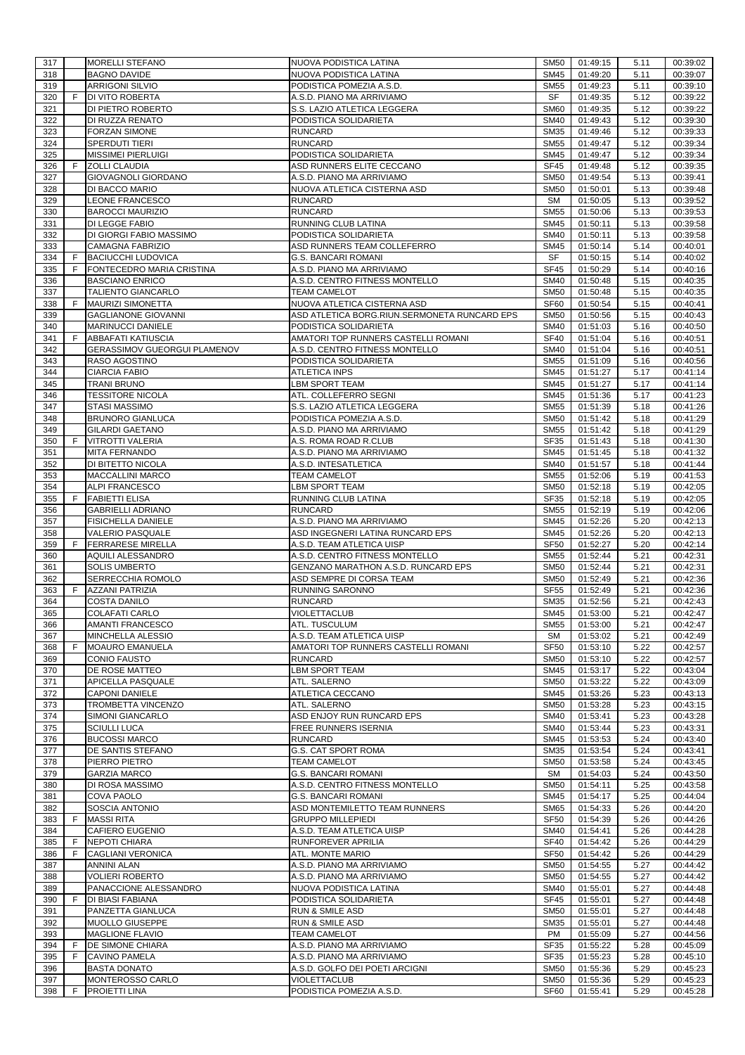| 317 | | MORELLI STEFANO | NUOVA PODISTICA LATINA | SM50 | 01:49:15 | 5.11 | 00:39:02 |
|---|---|---|---|---|---|---|---|
| 318 | | BAGNO DAVIDE | NUOVA PODISTICA LATINA | SM45 | 01:49:20 | 5.11 | 00:39:07 |
| 319 | | ARRIGONI SILVIO | PODISTICA POMEZIA A.S.D. | SM55 | 01:49:23 | 5.11 | 00:39:10 |
| 320 | F | DI VITO ROBERTA | A.S.D. PIANO MA ARRIVIAMO | SF | 01:49:35 | 5.12 | 00:39:22 |
| 321 | | DI PIETRO ROBERTO | S.S. LAZIO ATLETICA LEGGERA | SM60 | 01:49:35 | 5.12 | 00:39:22 |
| 322 | | DI RUZZA RENATO | PODISTICA SOLIDARIETA | SM40 | 01:49:43 | 5.12 | 00:39:30 |
| 323 | | FORZAN SIMONE | RUNCARD | SM35 | 01:49:46 | 5.12 | 00:39:33 |
| 324 | | SPERDUTI TIERI | RUNCARD | SM55 | 01:49:47 | 5.12 | 00:39:34 |
| 325 | | MISSIMEI PIERLUIGI | PODISTICA SOLIDARIETA | SM45 | 01:49:47 | 5.12 | 00:39:34 |
| 326 | F | ZOLLI CLAUDIA | ASD RUNNERS ELITE CECCANO | SF45 | 01:49:48 | 5.12 | 00:39:35 |
| 327 | | GIOVAGNOLI GIORDANO | A.S.D. PIANO MA ARRIVIAMO | SM50 | 01:49:54 | 5.13 | 00:39:41 |
| 328 | | DI BACCO MARIO | NUOVA ATLETICA CISTERNA ASD | SM50 | 01:50:01 | 5.13 | 00:39:48 |
| 329 | | LEONE FRANCESCO | RUNCARD | SM | 01:50:05 | 5.13 | 00:39:52 |
| 330 | | BAROCCI MAURIZIO | RUNCARD | SM55 | 01:50:06 | 5.13 | 00:39:53 |
| 331 | | DI LEGGE FABIO | RUNNING CLUB LATINA | SM45 | 01:50:11 | 5.13 | 00:39:58 |
| 332 | | DI GIORGI FABIO MASSIMO | PODISTICA SOLIDARIETA | SM40 | 01:50:11 | 5.13 | 00:39:58 |
| 333 | | CAMAGNA FABRIZIO | ASD RUNNERS TEAM COLLEFERRO | SM45 | 01:50:14 | 5.14 | 00:40:01 |
| 334 | F | BACIUCCHI LUDOVICA | G.S. BANCARI ROMANI | SF | 01:50:15 | 5.14 | 00:40:02 |
| 335 | F | FONTECEDRO MARIA CRISTINA | A.S.D. PIANO MA ARRIVIAMO | SF45 | 01:50:29 | 5.14 | 00:40:16 |
| 336 | | BASCIANO ENRICO | A.S.D. CENTRO FITNESS MONTELLO | SM40 | 01:50:48 | 5.15 | 00:40:35 |
| 337 | | TALIENTO GIANCARLO | TEAM CAMELOT | SM50 | 01:50:48 | 5.15 | 00:40:35 |
| 338 | F | MAURIZI SIMONETTA | NUOVA ATLETICA CISTERNA ASD | SF60 | 01:50:54 | 5.15 | 00:40:41 |
| 339 | | GAGLIANONE GIOVANNI | ASD ATLETICA BORG.RIUN.SERMONETA RUNCARD EPS | SM50 | 01:50:56 | 5.15 | 00:40:43 |
| 340 | | MARINUCCI DANIELE | PODISTICA SOLIDARIETA | SM40 | 01:51:03 | 5.16 | 00:40:50 |
| 341 | F | ABBAFATI KATIUSCIA | AMATORI TOP RUNNERS CASTELLI ROMANI | SF40 | 01:51:04 | 5.16 | 00:40:51 |
| 342 | | GERASSIMOV GUEORGUI PLAMENOV | A.S.D. CENTRO FITNESS MONTELLO | SM40 | 01:51:04 | 5.16 | 00:40:51 |
| 343 | | RASO AGOSTINO | PODISTICA SOLIDARIETA | SM55 | 01:51:09 | 5.16 | 00:40:56 |
| 344 | | CIARCIA FABIO | ATLETICA INPS | SM45 | 01:51:27 | 5.17 | 00:41:14 |
| 345 | | TRANI BRUNO | LBM SPORT TEAM | SM45 | 01:51:27 | 5.17 | 00:41:14 |
| 346 | | TESSITORE NICOLA | ATL. COLLEFERRO SEGNI | SM45 | 01:51:36 | 5.17 | 00:41:23 |
| 347 | | STASI MASSIMO | S.S. LAZIO ATLETICA LEGGERA | SM55 | 01:51:39 | 5.18 | 00:41:26 |
| 348 | | BRUNORO GIANLUCA | PODISTICA POMEZIA A.S.D. | SM50 | 01:51:42 | 5.18 | 00:41:29 |
| 349 | | GILARDI GAETANO | A.S.D. PIANO MA ARRIVIAMO | SM55 | 01:51:42 | 5.18 | 00:41:29 |
| 350 | F | VITROTTI VALERIA | A.S. ROMA ROAD R.CLUB | SF35 | 01:51:43 | 5.18 | 00:41:30 |
| 351 | | MITA FERNANDO | A.S.D. PIANO MA ARRIVIAMO | SM45 | 01:51:45 | 5.18 | 00:41:32 |
| 352 | | DI BITETTO NICOLA | A.S.D. INTESATLETICA | SM40 | 01:51:57 | 5.18 | 00:41:44 |
| 353 | | MACCALLINI MARCO | TEAM CAMELOT | SM55 | 01:52:06 | 5.19 | 00:41:53 |
| 354 | | ALPI FRANCESCO | LBM SPORT TEAM | SM50 | 01:52:18 | 5.19 | 00:42:05 |
| 355 | F | FABIETTI ELISA | RUNNING CLUB LATINA | SF35 | 01:52:18 | 5.19 | 00:42:05 |
| 356 | | GABRIELLI ADRIANO | RUNCARD | SM55 | 01:52:19 | 5.19 | 00:42:06 |
| 357 | | FISICHELLA DANIELE | A.S.D. PIANO MA ARRIVIAMO | SM45 | 01:52:26 | 5.20 | 00:42:13 |
| 358 | | VALERIO PASQUALE | ASD INGEGNERI LATINA RUNCARD EPS | SM45 | 01:52:26 | 5.20 | 00:42:13 |
| 359 | F | FERRARESE MIRELLA | A.S.D. TEAM ATLETICA UISP | SF50 | 01:52:27 | 5.20 | 00:42:14 |
| 360 | | AQUILI ALESSANDRO | A.S.D. CENTRO FITNESS MONTELLO | SM55 | 01:52:44 | 5.21 | 00:42:31 |
| 361 | | SOLIS UMBERTO | GENZANO MARATHON A.S.D. RUNCARD EPS | SM50 | 01:52:44 | 5.21 | 00:42:31 |
| 362 | | SERRECCHIA ROMOLO | ASD SEMPRE DI CORSA TEAM | SM50 | 01:52:49 | 5.21 | 00:42:36 |
| 363 | F | AZZANI PATRIZIA | RUNNING SARONNO | SF55 | 01:52:49 | 5.21 | 00:42:36 |
| 364 | | COSTA DANILO | RUNCARD | SM35 | 01:52:56 | 5.21 | 00:42:43 |
| 365 | | COLAFATI CARLO | VIOLETTACLUB | SM45 | 01:53:00 | 5.21 | 00:42:47 |
| 366 | | AMANTI FRANCESCO | ATL. TUSCULUM | SM55 | 01:53:00 | 5.21 | 00:42:47 |
| 367 | | MINCHELLA ALESSIO | A.S.D. TEAM ATLETICA UISP | SM | 01:53:02 | 5.21 | 00:42:49 |
| 368 | F | MOAURO EMANUELA | AMATORI TOP RUNNERS CASTELLI ROMANI | SF50 | 01:53:10 | 5.22 | 00:42:57 |
| 369 | | CONIO FAUSTO | RUNCARD | SM50 | 01:53:10 | 5.22 | 00:42:57 |
| 370 | | DE ROSE MATTEO | LBM SPORT TEAM | SM45 | 01:53:17 | 5.22 | 00:43:04 |
| 371 | | APICELLA PASQUALE | ATL. SALERNO | SM50 | 01:53:22 | 5.22 | 00:43:09 |
| 372 | | CAPONI DANIELE | ATLETICA CECCANO | SM45 | 01:53:26 | 5.23 | 00:43:13 |
| 373 | | TROMBETTA VINCENZO | ATL. SALERNO | SM50 | 01:53:28 | 5.23 | 00:43:15 |
| 374 | | SIMONI GIANCARLO | ASD ENJOY RUN RUNCARD EPS | SM40 | 01:53:41 | 5.23 | 00:43:28 |
| 375 | | SCIULLI LUCA | FREE RUNNERS ISERNIA | SM40 | 01:53:44 | 5.23 | 00:43:31 |
| 376 | | BUCOSSI MARCO | RUNCARD | SM45 | 01:53:53 | 5.24 | 00:43:40 |
| 377 | | DE SANTIS STEFANO | G.S. CAT SPORT ROMA | SM35 | 01:53:54 | 5.24 | 00:43:41 |
| 378 | | PIERRO PIETRO | TEAM CAMELOT | SM50 | 01:53:58 | 5.24 | 00:43:45 |
| 379 | | GARZIA MARCO | G.S. BANCARI ROMANI | SM | 01:54:03 | 5.24 | 00:43:50 |
| 380 | | DI ROSA MASSIMO | A.S.D. CENTRO FITNESS MONTELLO | SM50 | 01:54:11 | 5.25 | 00:43:58 |
| 381 | | COVA PAOLO | G.S. BANCARI ROMANI | SM45 | 01:54:17 | 5.25 | 00:44:04 |
| 382 | | SOSCIA ANTONIO | ASD MONTEMILETTO TEAM RUNNERS | SM65 | 01:54:33 | 5.26 | 00:44:20 |
| 383 | F | MASSI RITA | GRUPPO MILLEPIEDI | SF50 | 01:54:39 | 5.26 | 00:44:26 |
| 384 | | CAFIERO EUGENIO | A.S.D. TEAM ATLETICA UISP | SM40 | 01:54:41 | 5.26 | 00:44:28 |
| 385 | F | NEPOTI CHIARA | RUNFOREVER APRILIA | SF40 | 01:54:42 | 5.26 | 00:44:29 |
| 386 | F | CAGLIANI VERONICA | ATL. MONTE MARIO | SF50 | 01:54:42 | 5.26 | 00:44:29 |
| 387 | | ANNINI ALAN | A.S.D. PIANO MA ARRIVIAMO | SM50 | 01:54:55 | 5.27 | 00:44:42 |
| 388 | | VOLIERI ROBERTO | A.S.D. PIANO MA ARRIVIAMO | SM50 | 01:54:55 | 5.27 | 00:44:42 |
| 389 | | PANACCIONE ALESSANDRO | NUOVA PODISTICA LATINA | SM40 | 01:55:01 | 5.27 | 00:44:48 |
| 390 | F | DI BIASI FABIANA | PODISTICA SOLIDARIETA | SF45 | 01:55:01 | 5.27 | 00:44:48 |
| 391 | | PANZETTA GIANLUCA | RUN & SMILE ASD | SM50 | 01:55:01 | 5.27 | 00:44:48 |
| 392 | | MUOLLO GIUSEPPE | RUN & SMILE ASD | SM35 | 01:55:01 | 5.27 | 00:44:48 |
| 393 | | MAGLIONE FLAVIO | TEAM CAMELOT | PM | 01:55:09 | 5.27 | 00:44:56 |
| 394 | F | DE SIMONE CHIARA | A.S.D. PIANO MA ARRIVIAMO | SF35 | 01:55:22 | 5.28 | 00:45:09 |
| 395 | F | CAVINO PAMELA | A.S.D. PIANO MA ARRIVIAMO | SF35 | 01:55:23 | 5.28 | 00:45:10 |
| 396 | | BASTA DONATO | A.S.D. GOLFO DEI POETI ARCIGNI | SM50 | 01:55:36 | 5.29 | 00:45:23 |
| 397 | | MONTEROSSO CARLO | VIOLETTACLUB | SM50 | 01:55:36 | 5.29 | 00:45:23 |
| 398 | F | PROIETTI LINA | PODISTICA POMEZIA A.S.D. | SF60 | 01:55:41 | 5.29 | 00:45:28 |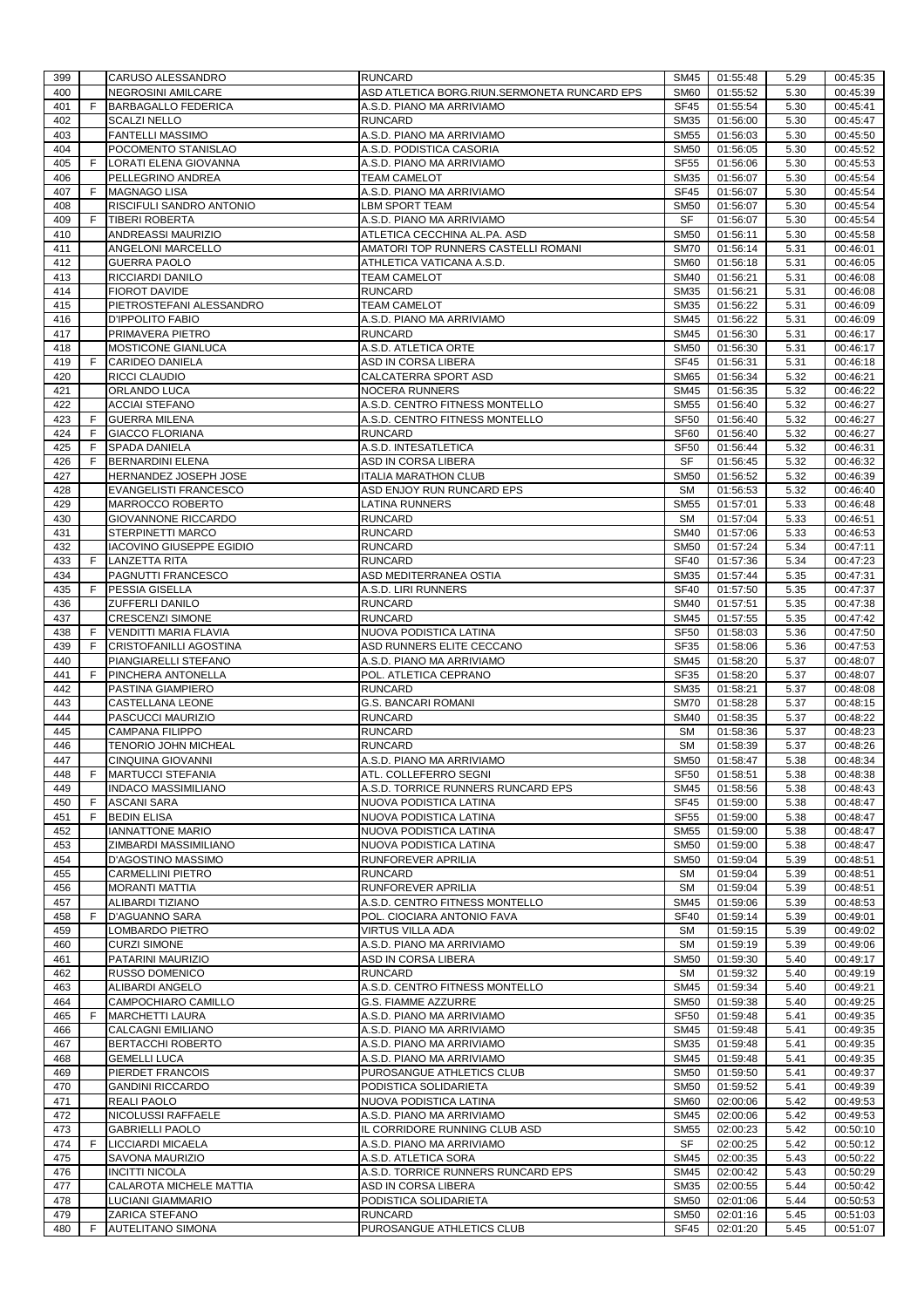| | | | | | | | |
|---|---|---|---|---|---|---|---|
| 399 | | CARUSO ALESSANDRO | RUNCARD | SM45 | 01:55:48 | 5.29 | 00:45:35 |
| 400 | | NEGROSINI AMILCARE | ASD ATLETICA BORG.RIUN.SERMONETA RUNCARD EPS | SM60 | 01:55:52 | 5.30 | 00:45:39 |
| 401 | F | BARBAGALLO FEDERICA | A.S.D. PIANO MA ARRIVIAMO | SF45 | 01:55:54 | 5.30 | 00:45:41 |
| 402 | | SCALZI NELLO | RUNCARD | SM35 | 01:56:00 | 5.30 | 00:45:47 |
| 403 | | FANTELLI MASSIMO | A.S.D. PIANO MA ARRIVIAMO | SM55 | 01:56:03 | 5.30 | 00:45:50 |
| 404 | | POCOMENTO STANISLAO | A.S.D. PODISTICA CASORIA | SM50 | 01:56:05 | 5.30 | 00:45:52 |
| 405 | F | LORATI ELENA GIOVANNA | A.S.D. PIANO MA ARRIVIAMO | SF55 | 01:56:06 | 5.30 | 00:45:53 |
| 406 | | PELLEGRINO ANDREA | TEAM CAMELOT | SM35 | 01:56:07 | 5.30 | 00:45:54 |
| 407 | F | MAGNAGO LISA | A.S.D. PIANO MA ARRIVIAMO | SF45 | 01:56:07 | 5.30 | 00:45:54 |
| 408 | | RISCIFULI SANDRO ANTONIO | LBM SPORT TEAM | SM50 | 01:56:07 | 5.30 | 00:45:54 |
| 409 | F | TIBERI ROBERTA | A.S.D. PIANO MA ARRIVIAMO | SF | 01:56:07 | 5.30 | 00:45:54 |
| 410 | | ANDREASSI MAURIZIO | ATLETICA CECCHINA AL.PA. ASD | SM50 | 01:56:11 | 5.30 | 00:45:58 |
| 411 | | ANGELONI MARCELLO | AMATORI TOP RUNNERS CASTELLI ROMANI | SM70 | 01:56:14 | 5.31 | 00:46:01 |
| 412 | | GUERRA PAOLO | ATHLETICA VATICANA A.S.D. | SM60 | 01:56:18 | 5.31 | 00:46:05 |
| 413 | | RICCIARDI DANILO | TEAM CAMELOT | SM40 | 01:56:21 | 5.31 | 00:46:08 |
| 414 | | FIOROT DAVIDE | RUNCARD | SM35 | 01:56:21 | 5.31 | 00:46:08 |
| 415 | | PIETROSTEFANI ALESSANDRO | TEAM CAMELOT | SM35 | 01:56:22 | 5.31 | 00:46:09 |
| 416 | | D'IPPOLITO FABIO | A.S.D. PIANO MA ARRIVIAMO | SM45 | 01:56:22 | 5.31 | 00:46:09 |
| 417 | | PRIMAVERA PIETRO | RUNCARD | SM45 | 01:56:30 | 5.31 | 00:46:17 |
| 418 | | MOSTICONE GIANLUCA | A.S.D. ATLETICA ORTE | SM50 | 01:56:30 | 5.31 | 00:46:17 |
| 419 | F | CARIDEO DANIELA | ASD IN CORSA LIBERA | SF45 | 01:56:31 | 5.31 | 00:46:18 |
| 420 | | RICCI CLAUDIO | CALCATERRA SPORT ASD | SM65 | 01:56:34 | 5.32 | 00:46:21 |
| 421 | | ORLANDO LUCA | NOCERA RUNNERS | SM45 | 01:56:35 | 5.32 | 00:46:22 |
| 422 | | ACCIAI STEFANO | A.S.D. CENTRO FITNESS MONTELLO | SM55 | 01:56:40 | 5.32 | 00:46:27 |
| 423 | F | GUERRA MILENA | A.S.D. CENTRO FITNESS MONTELLO | SF50 | 01:56:40 | 5.32 | 00:46:27 |
| 424 | F | GIACCO FLORIANA | RUNCARD | SF60 | 01:56:40 | 5.32 | 00:46:27 |
| 425 | F | SPADA DANIELA | A.S.D. INTESATLETICA | SF50 | 01:56:44 | 5.32 | 00:46:31 |
| 426 | F | BERNARDINI ELENA | ASD IN CORSA LIBERA | SF | 01:56:45 | 5.32 | 00:46:32 |
| 427 | | HERNANDEZ JOSEPH JOSE | ITALIA MARATHON CLUB | SM50 | 01:56:52 | 5.32 | 00:46:39 |
| 428 | | EVANGELISTI FRANCESCO | ASD ENJOY RUN RUNCARD EPS | SM | 01:56:53 | 5.32 | 00:46:40 |
| 429 | | MARROCCO ROBERTO | LATINA RUNNERS | SM55 | 01:57:01 | 5.33 | 00:46:48 |
| 430 | | GIOVANNONE RICCARDO | RUNCARD | SM | 01:57:04 | 5.33 | 00:46:51 |
| 431 | | STERPINETTI MARCO | RUNCARD | SM40 | 01:57:06 | 5.33 | 00:46:53 |
| 432 | | IACOVINO GIUSEPPE EGIDIO | RUNCARD | SM50 | 01:57:24 | 5.34 | 00:47:11 |
| 433 | F | LANZETTA RITA | RUNCARD | SF40 | 01:57:36 | 5.34 | 00:47:23 |
| 434 | | PAGNUTTI FRANCESCO | ASD MEDITERRANEA OSTIA | SM35 | 01:57:44 | 5.35 | 00:47:31 |
| 435 | F | PESSIA GISELLA | A.S.D. LIRI RUNNERS | SF40 | 01:57:50 | 5.35 | 00:47:37 |
| 436 | | ZUFFERLI DANILO | RUNCARD | SM40 | 01:57:51 | 5.35 | 00:47:38 |
| 437 | | CRESCENZI SIMONE | RUNCARD | SM45 | 01:57:55 | 5.35 | 00:47:42 |
| 438 | F | VENDITTI MARIA FLAVIA | NUOVA PODISTICA LATINA | SF50 | 01:58:03 | 5.36 | 00:47:50 |
| 439 | F | CRISTOFANILLI AGOSTINA | ASD RUNNERS ELITE CECCANO | SF35 | 01:58:06 | 5.36 | 00:47:53 |
| 440 | | PIANGIARELLI STEFANO | A.S.D. PIANO MA ARRIVIAMO | SM45 | 01:58:20 | 5.37 | 00:48:07 |
| 441 | F | PINCHERA ANTONELLA | POL. ATLETICA CEPRANO | SF35 | 01:58:20 | 5.37 | 00:48:07 |
| 442 | | PASTINA GIAMPIERO | RUNCARD | SM35 | 01:58:21 | 5.37 | 00:48:08 |
| 443 | | CASTELLANA LEONE | G.S. BANCARI ROMANI | SM70 | 01:58:28 | 5.37 | 00:48:15 |
| 444 | | PASCUCCI MAURIZIO | RUNCARD | SM40 | 01:58:35 | 5.37 | 00:48:22 |
| 445 | | CAMPANA FILIPPO | RUNCARD | SM | 01:58:36 | 5.37 | 00:48:23 |
| 446 | | TENORIO JOHN MICHEAL | RUNCARD | SM | 01:58:39 | 5.37 | 00:48:26 |
| 447 | | CINQUINA GIOVANNI | A.S.D. PIANO MA ARRIVIAMO | SM50 | 01:58:47 | 5.38 | 00:48:34 |
| 448 | F | MARTUCCI STEFANIA | ATL. COLLEFERRO SEGNI | SF50 | 01:58:51 | 5.38 | 00:48:38 |
| 449 | | INDACO MASSIMILIANO | A.S.D. TORRICE RUNNERS RUNCARD EPS | SM45 | 01:58:56 | 5.38 | 00:48:43 |
| 450 | F | ASCANI SARA | NUOVA PODISTICA LATINA | SF45 | 01:59:00 | 5.38 | 00:48:47 |
| 451 | F | BEDIN ELISA | NUOVA PODISTICA LATINA | SF55 | 01:59:00 | 5.38 | 00:48:47 |
| 452 | | IANNATTONE MARIO | NUOVA PODISTICA LATINA | SM55 | 01:59:00 | 5.38 | 00:48:47 |
| 453 | | ZIMBARDI MASSIMILIANO | NUOVA PODISTICA LATINA | SM50 | 01:59:00 | 5.38 | 00:48:47 |
| 454 | | D'AGOSTINO MASSIMO | RUNFOREVER APRILIA | SM50 | 01:59:04 | 5.39 | 00:48:51 |
| 455 | | CARMELLINI PIETRO | RUNCARD | SM | 01:59:04 | 5.39 | 00:48:51 |
| 456 | | MORANTI MATTIA | RUNFOREVER APRILIA | SM | 01:59:04 | 5.39 | 00:48:51 |
| 457 | | ALIBARDI TIZIANO | A.S.D. CENTRO FITNESS MONTELLO | SM45 | 01:59:06 | 5.39 | 00:48:53 |
| 458 | F | D'AGUANNO SARA | POL. CIOCIARA ANTONIO FAVA | SF40 | 01:59:14 | 5.39 | 00:49:01 |
| 459 | | LOMBARDO PIETRO | VIRTUS VILLA ADA | SM | 01:59:15 | 5.39 | 00:49:02 |
| 460 | | CURZI SIMONE | A.S.D. PIANO MA ARRIVIAMO | SM | 01:59:19 | 5.39 | 00:49:06 |
| 461 | | PATARINI MAURIZIO | ASD IN CORSA LIBERA | SM50 | 01:59:30 | 5.40 | 00:49:17 |
| 462 | | RUSSO DOMENICO | RUNCARD | SM | 01:59:32 | 5.40 | 00:49:19 |
| 463 | | ALIBARDI ANGELO | A.S.D. CENTRO FITNESS MONTELLO | SM45 | 01:59:34 | 5.40 | 00:49:21 |
| 464 | | CAMPOCHIARO CAMILLO | G.S. FIAMME AZZURRE | SM50 | 01:59:38 | 5.40 | 00:49:25 |
| 465 | F | MARCHETTI LAURA | A.S.D. PIANO MA ARRIVIAMO | SF50 | 01:59:48 | 5.41 | 00:49:35 |
| 466 | | CALCAGNI EMILIANO | A.S.D. PIANO MA ARRIVIAMO | SM45 | 01:59:48 | 5.41 | 00:49:35 |
| 467 | | BERTACCHI ROBERTO | A.S.D. PIANO MA ARRIVIAMO | SM35 | 01:59:48 | 5.41 | 00:49:35 |
| 468 | | GEMELLI LUCA | A.S.D. PIANO MA ARRIVIAMO | SM45 | 01:59:48 | 5.41 | 00:49:35 |
| 469 | | PIERDET FRANCOIS | PUROSANGUE ATHLETICS CLUB | SM50 | 01:59:50 | 5.41 | 00:49:37 |
| 470 | | GANDINI RICCARDO | PODISTICA SOLIDARIETA | SM50 | 01:59:52 | 5.41 | 00:49:39 |
| 471 | | REALI PAOLO | NUOVA PODISTICA LATINA | SM60 | 02:00:06 | 5.42 | 00:49:53 |
| 472 | | NICOLUSSI RAFFAELE | A.S.D. PIANO MA ARRIVIAMO | SM45 | 02:00:06 | 5.42 | 00:49:53 |
| 473 | | GABRIELLI PAOLO | IL CORRIDORE RUNNING CLUB ASD | SM55 | 02:00:23 | 5.42 | 00:50:10 |
| 474 | F | LICCIARDI MICAELA | A.S.D. PIANO MA ARRIVIAMO | SF | 02:00:25 | 5.42 | 00:50:12 |
| 475 | | SAVONA MAURIZIO | A.S.D. ATLETICA SORA | SM45 | 02:00:35 | 5.43 | 00:50:22 |
| 476 | | INCITTI NICOLA | A.S.D. TORRICE RUNNERS RUNCARD EPS | SM45 | 02:00:42 | 5.43 | 00:50:29 |
| 477 | | CALAROTA MICHELE MATTIA | ASD IN CORSA LIBERA | SM35 | 02:00:55 | 5.44 | 00:50:42 |
| 478 | | LUCIANI GIAMMARIO | PODISTICA SOLIDARIETA | SM50 | 02:01:06 | 5.44 | 00:50:53 |
| 479 | | ZARICA STEFANO | RUNCARD | SM50 | 02:01:16 | 5.45 | 00:51:03 |
| 480 | F | AUTELITANO SIMONA | PUROSANGUE ATHLETICS CLUB | SF45 | 02:01:20 | 5.45 | 00:51:07 |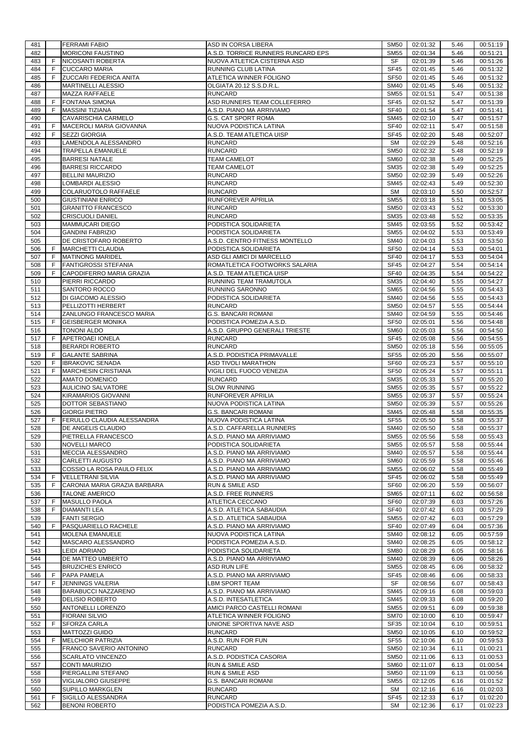| | | | | | | | |
|---|---|---|---|---|---|---|---|
| 481 | | FERRAMI FABIO | ASD IN CORSA LIBERA | SM50 | 02:01:32 | 5.46 | 00:51:19 |
| 482 | | MORICONI FAUSTINO | A.S.D. TORRICE RUNNERS RUNCARD EPS | SM55 | 02:01:34 | 5.46 | 00:51:21 |
| 483 | F | NICOSANTI ROBERTA | NUOVA ATLETICA CISTERNA ASD | SF | 02:01:39 | 5.46 | 00:51:26 |
| 484 | F | CUCCARO MARIA | RUNNING CLUB LATINA | SF45 | 02:01:45 | 5.46 | 00:51:32 |
| 485 | F | ZUCCARI FEDERICA ANITA | ATLETICA WINNER FOLIGNO | SF50 | 02:01:45 | 5.46 | 00:51:32 |
| 486 | | MARTINELLI ALESSIO | OLGIATA 20.12 S.S.D.R.L. | SM40 | 02:01:45 | 5.46 | 00:51:32 |
| 487 | | MAZZA RAFFAELE | RUNCARD | SM55 | 02:01:51 | 5.47 | 00:51:38 |
| 488 | F | FONTANA SIMONA | ASD RUNNERS TEAM COLLEFERRO | SF45 | 02:01:52 | 5.47 | 00:51:39 |
| 489 | F | MASSINI TIZIANA | A.S.D. PIANO MA ARRIVIAMO | SF40 | 02:01:54 | 5.47 | 00:51:41 |
| 490 | | CAVARISCHIA CARMELO | G.S. CAT SPORT ROMA | SM45 | 02:02:10 | 5.47 | 00:51:57 |
| 491 | F | MACEROLI MARIA GIOVANNA | NUOVA PODISTICA LATINA | SF40 | 02:02:11 | 5.47 | 00:51:58 |
| 492 | F | SEZZI GIORGIA | A.S.D. TEAM ATLETICA UISP | SF45 | 02:02:20 | 5.48 | 00:52:07 |
| 493 | | LAMENDOLA ALESSANDRO | RUNCARD | SM | 02:02:29 | 5.48 | 00:52:16 |
| 494 | | TRAPELLA EMANUELE | RUNCARD | SM50 | 02:02:32 | 5.48 | 00:52:19 |
| 495 | | BARRESI NATALE | TEAM CAMELOT | SM60 | 02:02:38 | 5.49 | 00:52:25 |
| 496 | | BARRESI RICCARDO | TEAM CAMELOT | SM35 | 02:02:38 | 5.49 | 00:52:25 |
| 497 | | BELLINI MAURIZIO | RUNCARD | SM50 | 02:02:39 | 5.49 | 00:52:26 |
| 498 | | LOMBARDI ALESSIO | RUNCARD | SM45 | 02:02:43 | 5.49 | 00:52:30 |
| 499 | | COLARUOTOLO RAFFAELE | RUNCARD | SM | 02:03:10 | 5.50 | 00:52:57 |
| 500 | | GIUSTINIANI ENRICO | RUNFOREVER APRILIA | SM55 | 02:03:18 | 5.51 | 00:53:05 |
| 501 | | GRANITTO FRANCESCO | RUNCARD | SM50 | 02:03:43 | 5.52 | 00:53:30 |
| 502 | | CRISCUOLI DANIEL | RUNCARD | SM35 | 02:03:48 | 5.52 | 00:53:35 |
| 503 | | MAMMUCARI DIEGO | PODISTICA SOLIDARIETA | SM45 | 02:03:55 | 5.52 | 00:53:42 |
| 504 | | GANDINI FABRIZIO | PODISTICA SOLIDARIETA | SM55 | 02:04:02 | 5.53 | 00:53:49 |
| 505 | | DE CRISTOFARO ROBERTO | A.S.D. CENTRO FITNESS MONTELLO | SM40 | 02:04:03 | 5.53 | 00:53:50 |
| 506 | F | MARCHETTI CLAUDIA | PODISTICA SOLIDARIETA | SF50 | 02:04:14 | 5.53 | 00:54:01 |
| 507 | F | MATINONG MARIDEL | ASD GLI AMICI DI MARCELLO | SF40 | 02:04:17 | 5.53 | 00:54:04 |
| 508 | F | FANTIGROSSI STEFANIA | ROMATLETICA FOOTWORKS SALARIA | SF45 | 02:04:27 | 5.54 | 00:54:14 |
| 509 | F | CAPODIFERRO MARIA GRAZIA | A.S.D. TEAM ATLETICA UISP | SF40 | 02:04:35 | 5.54 | 00:54:22 |
| 510 | | PIERRI RICCARDO | RUNNING TEAM TRAMUTOLA | SM35 | 02:04:40 | 5.55 | 00:54:27 |
| 511 | | SANTORO ROCCO | RUNNING SARONNO | SM65 | 02:04:56 | 5.55 | 00:54:43 |
| 512 | | DI GIACOMO ALESSIO | PODISTICA SOLIDARIETA | SM40 | 02:04:56 | 5.55 | 00:54:43 |
| 513 | | PELLIZOTTI HERBERT | RUNCARD | SM50 | 02:04:57 | 5.55 | 00:54:44 |
| 514 | | ZANLUNGO FRANCESCO MARIA | G.S. BANCARI ROMANI | SM40 | 02:04:59 | 5.55 | 00:54:46 |
| 515 | F | GEISBERGER MONIKA | PODISTICA POMEZIA A.S.D. | SF50 | 02:05:01 | 5.56 | 00:54:48 |
| 516 | | TONONI ALDO | A.S.D. GRUPPO GENERALI TRIESTE | SM60 | 02:05:03 | 5.56 | 00:54:50 |
| 517 | F | APETROAEI IONELA | RUNCARD | SF45 | 02:05:08 | 5.56 | 00:54:55 |
| 518 | | BERARDI ROBERTO | RUNCARD | SM50 | 02:05:18 | 5.56 | 00:55:05 |
| 519 | F | GALANTE SABRINA | A.S.D. PODISTICA PRIMAVALLE | SF55 | 02:05:20 | 5.56 | 00:55:07 |
| 520 | F | IBRAKOVIC SENADA | ASD TIVOLI MARATHON | SF60 | 02:05:23 | 5.57 | 00:55:10 |
| 521 | F | MARCHESIN CRISTIANA | VIGILI DEL FUOCO VENEZIA | SF50 | 02:05:24 | 5.57 | 00:55:11 |
| 522 | | AMATO DOMENICO | RUNCARD | SM35 | 02:05:33 | 5.57 | 00:55:20 |
| 523 | | AULICINO SALVATORE | SLOW RUNNING | SM55 | 02:05:35 | 5.57 | 00:55:22 |
| 524 | | KIRAMARIOS GIOVANNI | RUNFOREVER APRILIA | SM55 | 02:05:37 | 5.57 | 00:55:24 |
| 525 | | DOTTOR SEBASTIANO | NUOVA PODISTICA LATINA | SM50 | 02:05:39 | 5.57 | 00:55:26 |
| 526 | | GIORGI PIETRO | G.S. BANCARI ROMANI | SM45 | 02:05:48 | 5.58 | 00:55:35 |
| 527 | F | FERULLO CLAUDIA ALESSANDRA | NUOVA PODISTICA LATINA | SF55 | 02:05:50 | 5.58 | 00:55:37 |
| 528 | | DE ANGELIS CLAUDIO | A.S.D. CAFFARELLA RUNNERS | SM40 | 02:05:50 | 5.58 | 00:55:37 |
| 529 | | PIETRELLA FRANCESCO | A.S.D. PIANO MA ARRIVIAMO | SM55 | 02:05:56 | 5.58 | 00:55:43 |
| 530 | | NOVELLI MARCO | PODISTICA SOLIDARIETA | SM55 | 02:05:57 | 5.58 | 00:55:44 |
| 531 | | MECCIA ALESSANDRO | A.S.D. PIANO MA ARRIVIAMO | SM40 | 02:05:57 | 5.58 | 00:55:44 |
| 532 | | CARLETTI AUGUSTO | A.S.D. PIANO MA ARRIVIAMO | SM60 | 02:05:59 | 5.58 | 00:55:46 |
| 533 | | COSSIO LA ROSA PAULO FELIX | A.S.D. PIANO MA ARRIVIAMO | SM55 | 02:06:02 | 5.58 | 00:55:49 |
| 534 | F | VELLETRANI SILVIA | A.S.D. PIANO MA ARRIVIAMO | SF45 | 02:06:02 | 5.58 | 00:55:49 |
| 535 | F | CARONIA MARIA GRAZIA BARBARA | RUN & SMILE ASD | SF60 | 02:06:20 | 5.59 | 00:56:07 |
| 536 | | TALONE AMERICO | A.S.D. FREE RUNNERS | SM65 | 02:07:11 | 6.02 | 00:56:58 |
| 537 | F | MASULLO PAOLA | ATLETICA CECCANO | SF60 | 02:07:39 | 6.03 | 00:57:26 |
| 538 | F | DIAMANTI LEA | A.S.D. ATLETICA SABAUDIA | SF40 | 02:07:42 | 6.03 | 00:57:29 |
| 539 | | FANTI SERGIO | A.S.D. ATLETICA SABAUDIA | SM55 | 02:07:42 | 6.03 | 00:57:29 |
| 540 | F | PASQUARIELLO RACHELE | A.S.D. PIANO MA ARRIVIAMO | SF40 | 02:07:49 | 6.04 | 00:57:36 |
| 541 | | MOLENA EMANUELE | NUOVA PODISTICA LATINA | SM40 | 02:08:12 | 6.05 | 00:57:59 |
| 542 | | MASCARO ALESSANDRO | PODISTICA POMEZIA A.S.D. | SM40 | 02:08:25 | 6.05 | 00:58:12 |
| 543 | | LEIDI ADRIANO | PODISTICA SOLIDARIETA | SM80 | 02:08:29 | 6.05 | 00:58:16 |
| 544 | | DE MATTEO UMBERTO | A.S.D. PIANO MA ARRIVIAMO | SM40 | 02:08:39 | 6.06 | 00:58:26 |
| 545 | | BRUZICHES ENRICO | ASD RUN LIFE | SM55 | 02:08:45 | 6.06 | 00:58:32 |
| 546 | F | PAPA PAMELA | A.S.D. PIANO MA ARRIVIAMO | SF45 | 02:08:46 | 6.06 | 00:58:33 |
| 547 | F | JENNINGS VALERIA | LBM SPORT TEAM | SF | 02:08:56 | 6.07 | 00:58:43 |
| 548 | | BARABUCCI NAZZARENO | A.S.D. PIANO MA ARRIVIAMO | SM45 | 02:09:16 | 6.08 | 00:59:03 |
| 549 | | DELISIO ROBERTO | A.S.D. INTESATLETICA | SM45 | 02:09:33 | 6.08 | 00:59:20 |
| 550 | | ANTONELLI LORENZO | AMICI PARCO CASTELLI ROMANI | SM55 | 02:09:51 | 6.09 | 00:59:38 |
| 551 | | FIORANI SILVIO | ATLETICA WINNER FOLIGNO | SM70 | 02:10:00 | 6.10 | 00:59:47 |
| 552 | F | SFORZA CARLA | UNIONE SPORTIVA NAVE ASD | SF35 | 02:10:04 | 6.10 | 00:59:51 |
| 553 | | MATTOZZI GUIDO | RUNCARD | SM50 | 02:10:05 | 6.10 | 00:59:52 |
| 554 | F | MELCHIOR PATRIZIA | A.S.D. RUN FOR FUN | SF55 | 02:10:06 | 6.10 | 00:59:53 |
| 555 | | FRANCO SAVERIO ANTONINO | RUNCARD | SM50 | 02:10:34 | 6.11 | 01:00:21 |
| 556 | | SCARLATO VINCENZO | A.S.D. PODISTICA CASORIA | SM50 | 02:11:06 | 6.13 | 01:00:53 |
| 557 | | CONTI MAURIZIO | RUN & SMILE ASD | SM60 | 02:11:07 | 6.13 | 01:00:54 |
| 558 | | PIERGALLINI STEFANO | RUN & SMILE ASD | SM50 | 02:11:09 | 6.13 | 01:00:56 |
| 559 | | VIGLIALORO GIUSEPPE | G.S. BANCARI ROMANI | SM55 | 02:12:05 | 6.16 | 01:01:52 |
| 560 | | SUPILLO MARKGLEN | RUNCARD | SM | 02:12:16 | 6.16 | 01:02:03 |
| 561 | F | SIGILLO ALESSANDRA | RUNCARD | SF45 | 02:12:33 | 6.17 | 01:02:20 |
| 562 | | BENONI ROBERTO | PODISTICA POMEZIA A.S.D. | SM | 02:12:36 | 6.17 | 01:02:23 |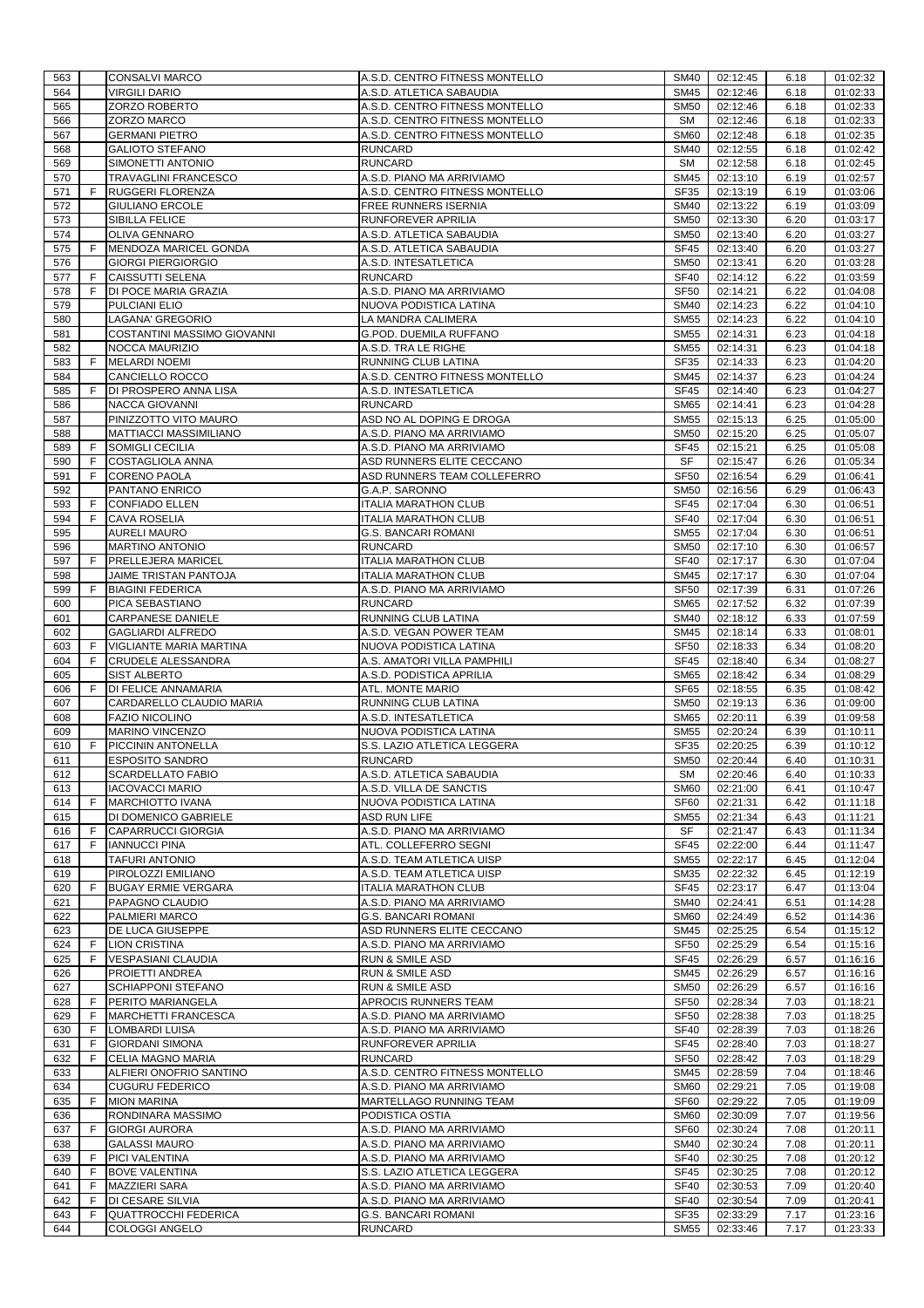| 563 | | CONSALVI MARCO | A.S.D. CENTRO FITNESS MONTELLO | SM40 | 02:12:45 | 6.18 | 01:02:32 |
|---|---|---|---|---|---|---|---|
| 564 | | VIRGILI DARIO | A.S.D. ATLETICA SABAUDIA | SM45 | 02:12:46 | 6.18 | 01:02:33 |
| 565 | | ZORZO ROBERTO | A.S.D. CENTRO FITNESS MONTELLO | SM50 | 02:12:46 | 6.18 | 01:02:33 |
| 566 | | ZORZO MARCO | A.S.D. CENTRO FITNESS MONTELLO | SM | 02:12:46 | 6.18 | 01:02:33 |
| 567 | | GERMANI PIETRO | A.S.D. CENTRO FITNESS MONTELLO | SM60 | 02:12:48 | 6.18 | 01:02:35 |
| 568 | | GALIOTO STEFANO | RUNCARD | SM40 | 02:12:55 | 6.18 | 01:02:42 |
| 569 | | SIMONETTI ANTONIO | RUNCARD | SM | 02:12:58 | 6.18 | 01:02:45 |
| 570 | | TRAVAGLINI FRANCESCO | A.S.D. PIANO MA ARRIVIAMO | SM45 | 02:13:10 | 6.19 | 01:02:57 |
| 571 | F | RUGGERI FLORENZA | A.S.D. CENTRO FITNESS MONTELLO | SF35 | 02:13:19 | 6.19 | 01:03:06 |
| 572 | | GIULIANO ERCOLE | FREE RUNNERS ISERNIA | SM40 | 02:13:22 | 6.19 | 01:03:09 |
| 573 | | SIBILLA FELICE | RUNFOREVER APRILIA | SM50 | 02:13:30 | 6.20 | 01:03:17 |
| 574 | | OLIVA GENNARO | A.S.D. ATLETICA SABAUDIA | SM50 | 02:13:40 | 6.20 | 01:03:27 |
| 575 | F | MENDOZA MARICEL GONDA | A.S.D. ATLETICA SABAUDIA | SF45 | 02:13:40 | 6.20 | 01:03:27 |
| 576 | | GIORGI PIERGIORGIO | A.S.D. INTESATLETICA | SM50 | 02:13:41 | 6.20 | 01:03:28 |
| 577 | F | CAISSUTTI SELENA | RUNCARD | SF40 | 02:14:12 | 6.22 | 01:03:59 |
| 578 | F | DI POCE MARIA GRAZIA | A.S.D. PIANO MA ARRIVIAMO | SF50 | 02:14:21 | 6.22 | 01:04:08 |
| 579 | | PULCIANI ELIO | NUOVA PODISTICA LATINA | SM40 | 02:14:23 | 6.22 | 01:04:10 |
| 580 | | LAGANA' GREGORIO | LA MANDRA CALIMERA | SM55 | 02:14:23 | 6.22 | 01:04:10 |
| 581 | | COSTANTINI MASSIMO GIOVANNI | G.POD. DUEMILA RUFFANO | SM55 | 02:14:31 | 6.23 | 01:04:18 |
| 582 | | NOCCA MAURIZIO | A.S.D. TRA LE RIGHE | SM55 | 02:14:31 | 6.23 | 01:04:18 |
| 583 | F | MELARDI NOEMI | RUNNING CLUB LATINA | SF35 | 02:14:33 | 6.23 | 01:04:20 |
| 584 | | CANCIELLO ROCCO | A.S.D. CENTRO FITNESS MONTELLO | SM45 | 02:14:37 | 6.23 | 01:04:24 |
| 585 | F | DI PROSPERO ANNA LISA | A.S.D. INTESATLETICA | SF45 | 02:14:40 | 6.23 | 01:04:27 |
| 586 | | NACCA GIOVANNI | RUNCARD | SM65 | 02:14:41 | 6.23 | 01:04:28 |
| 587 | | PINIZZOTTO VITO MAURO | ASD NO AL DOPING E DROGA | SM55 | 02:15:13 | 6.25 | 01:05:00 |
| 588 | | MATTIACCI MASSIMILIANO | A.S.D. PIANO MA ARRIVIAMO | SM50 | 02:15:20 | 6.25 | 01:05:07 |
| 589 | F | SOMIGLI CECILIA | A.S.D. PIANO MA ARRIVIAMO | SF45 | 02:15:21 | 6.25 | 01:05:08 |
| 590 | F | COSTAGLIOLA ANNA | ASD RUNNERS ELITE CECCANO | SF | 02:15:47 | 6.26 | 01:05:34 |
| 591 | F | CORENO PAOLA | ASD RUNNERS TEAM COLLEFERRO | SF50 | 02:16:54 | 6.29 | 01:06:41 |
| 592 | | PANTANO ENRICO | G.A.P. SARONNO | SM50 | 02:16:56 | 6.29 | 01:06:43 |
| 593 | F | CONFIADO ELLEN | ITALIA MARATHON CLUB | SF45 | 02:17:04 | 6.30 | 01:06:51 |
| 594 | F | CAVA ROSELIA | ITALIA MARATHON CLUB | SF40 | 02:17:04 | 6.30 | 01:06:51 |
| 595 | | AURELI MAURO | G.S. BANCARI ROMANI | SM55 | 02:17:04 | 6.30 | 01:06:51 |
| 596 | | MARTINO ANTONIO | RUNCARD | SM50 | 02:17:10 | 6.30 | 01:06:57 |
| 597 | F | PRELLEJERA MARICEL | ITALIA MARATHON CLUB | SF40 | 02:17:17 | 6.30 | 01:07:04 |
| 598 | | JAIME TRISTAN PANTOJA | ITALIA MARATHON CLUB | SM45 | 02:17:17 | 6.30 | 01:07:04 |
| 599 | F | BIAGINI FEDERICA | A.S.D. PIANO MA ARRIVIAMO | SF50 | 02:17:39 | 6.31 | 01:07:26 |
| 600 | | PICA SEBASTIANO | RUNCARD | SM65 | 02:17:52 | 6.32 | 01:07:39 |
| 601 | | CARPANESE DANIELE | RUNNING CLUB LATINA | SM40 | 02:18:12 | 6.33 | 01:07:59 |
| 602 | | GAGLIARDI ALFREDO | A.S.D. VEGAN POWER TEAM | SM45 | 02:18:14 | 6.33 | 01:08:01 |
| 603 | F | VIGLIANTE MARIA MARTINA | NUOVA PODISTICA LATINA | SF50 | 02:18:33 | 6.34 | 01:08:20 |
| 604 | F | CRUDELE ALESSANDRA | A.S. AMATORI VILLA PAMPHILI | SF45 | 02:18:40 | 6.34 | 01:08:27 |
| 605 | | SIST ALBERTO | A.S.D. PODISTICA APRILIA | SM65 | 02:18:42 | 6.34 | 01:08:29 |
| 606 | F | DI FELICE ANNAMARIA | ATL. MONTE MARIO | SF65 | 02:18:55 | 6.35 | 01:08:42 |
| 607 | | CARDARELLO CLAUDIO MARIA | RUNNING CLUB LATINA | SM50 | 02:19:13 | 6.36 | 01:09:00 |
| 608 | | FAZIO NICOLINO | A.S.D. INTESATLETICA | SM65 | 02:20:11 | 6.39 | 01:09:58 |
| 609 | | MARINO VINCENZO | NUOVA PODISTICA LATINA | SM55 | 02:20:24 | 6.39 | 01:10:11 |
| 610 | F | PICCININ ANTONELLA | S.S. LAZIO ATLETICA LEGGERA | SF35 | 02:20:25 | 6.39 | 01:10:12 |
| 611 | | ESPOSITO SANDRO | RUNCARD | SM50 | 02:20:44 | 6.40 | 01:10:31 |
| 612 | | SCARDELLATO FABIO | A.S.D. ATLETICA SABAUDIA | SM | 02:20:46 | 6.40 | 01:10:33 |
| 613 | | IACOVACCI MARIO | A.S.D. VILLA DE SANCTIS | SM60 | 02:21:00 | 6.41 | 01:10:47 |
| 614 | F | MARCHIOTTO IVANA | NUOVA PODISTICA LATINA | SF60 | 02:21:31 | 6.42 | 01:11:18 |
| 615 | | DI DOMENICO GABRIELE | ASD RUN LIFE | SM55 | 02:21:34 | 6.43 | 01:11:21 |
| 616 | F | CAPARRUCCI GIORGIA | A.S.D. PIANO MA ARRIVIAMO | SF | 02:21:47 | 6.43 | 01:11:34 |
| 617 | F | IANNUCCI PINA | ATL. COLLEFERRO SEGNI | SF45 | 02:22:00 | 6.44 | 01:11:47 |
| 618 | | TAFURI ANTONIO | A.S.D. TEAM ATLETICA UISP | SM55 | 02:22:17 | 6.45 | 01:12:04 |
| 619 | | PIROLOZZI EMILIANO | A.S.D. TEAM ATLETICA UISP | SM35 | 02:22:32 | 6.45 | 01:12:19 |
| 620 | F | BUGAY ERMIE VERGARA | ITALIA MARATHON CLUB | SF45 | 02:23:17 | 6.47 | 01:13:04 |
| 621 | | PAPAGNO CLAUDIO | A.S.D. PIANO MA ARRIVIAMO | SM40 | 02:24:41 | 6.51 | 01:14:28 |
| 622 | | PALMIERI MARCO | G.S. BANCARI ROMANI | SM60 | 02:24:49 | 6.52 | 01:14:36 |
| 623 | | DE LUCA GIUSEPPE | ASD RUNNERS ELITE CECCANO | SM45 | 02:25:25 | 6.54 | 01:15:12 |
| 624 | F | LION CRISTINA | A.S.D. PIANO MA ARRIVIAMO | SF50 | 02:25:29 | 6.54 | 01:15:16 |
| 625 | F | VESPASIANI CLAUDIA | RUN & SMILE ASD | SF45 | 02:26:29 | 6.57 | 01:16:16 |
| 626 | | PROIETTI ANDREA | RUN & SMILE ASD | SM45 | 02:26:29 | 6.57 | 01:16:16 |
| 627 | | SCHIAPPONI STEFANO | RUN & SMILE ASD | SM50 | 02:26:29 | 6.57 | 01:16:16 |
| 628 | F | PERITO MARIANGELA | APROCIS RUNNERS TEAM | SF50 | 02:28:34 | 7.03 | 01:18:21 |
| 629 | F | MARCHETTI FRANCESCA | A.S.D. PIANO MA ARRIVIAMO | SF50 | 02:28:38 | 7.03 | 01:18:25 |
| 630 | F | LOMBARDI LUISA | A.S.D. PIANO MA ARRIVIAMO | SF40 | 02:28:39 | 7.03 | 01:18:26 |
| 631 | F | GIORDANI SIMONA | RUNFOREVER APRILIA | SF45 | 02:28:40 | 7.03 | 01:18:27 |
| 632 | F | CELIA MAGNO MARIA | RUNCARD | SF50 | 02:28:42 | 7.03 | 01:18:29 |
| 633 | | ALFIERI ONOFRIO SANTINO | A.S.D. CENTRO FITNESS MONTELLO | SM45 | 02:28:59 | 7.04 | 01:18:46 |
| 634 | | CUGURU FEDERICO | A.S.D. PIANO MA ARRIVIAMO | SM60 | 02:29:21 | 7.05 | 01:19:08 |
| 635 | F | MION MARINA | MARTELLAGO RUNNING TEAM | SF60 | 02:29:22 | 7.05 | 01:19:09 |
| 636 | | RONDINARA MASSIMO | PODISTICA OSTIA | SM60 | 02:30:09 | 7.07 | 01:19:56 |
| 637 | F | GIORGI AURORA | A.S.D. PIANO MA ARRIVIAMO | SF60 | 02:30:24 | 7.08 | 01:20:11 |
| 638 | | GALASSI MAURO | A.S.D. PIANO MA ARRIVIAMO | SM40 | 02:30:24 | 7.08 | 01:20:11 |
| 639 | F | PICI VALENTINA | A.S.D. PIANO MA ARRIVIAMO | SF40 | 02:30:25 | 7.08 | 01:20:12 |
| 640 | F | BOVE VALENTINA | S.S. LAZIO ATLETICA LEGGERA | SF45 | 02:30:25 | 7.08 | 01:20:12 |
| 641 | F | MAZZIERI SARA | A.S.D. PIANO MA ARRIVIAMO | SF40 | 02:30:53 | 7.09 | 01:20:40 |
| 642 | F | DI CESARE SILVIA | A.S.D. PIANO MA ARRIVIAMO | SF40 | 02:30:54 | 7.09 | 01:20:41 |
| 643 | F | QUATTROCCHI FEDERICA | G.S. BANCARI ROMANI | SF35 | 02:33:29 | 7.17 | 01:23:16 |
| 644 | | COLOGGI ANGELO | RUNCARD | SM55 | 02:33:46 | 7.17 | 01:23:33 |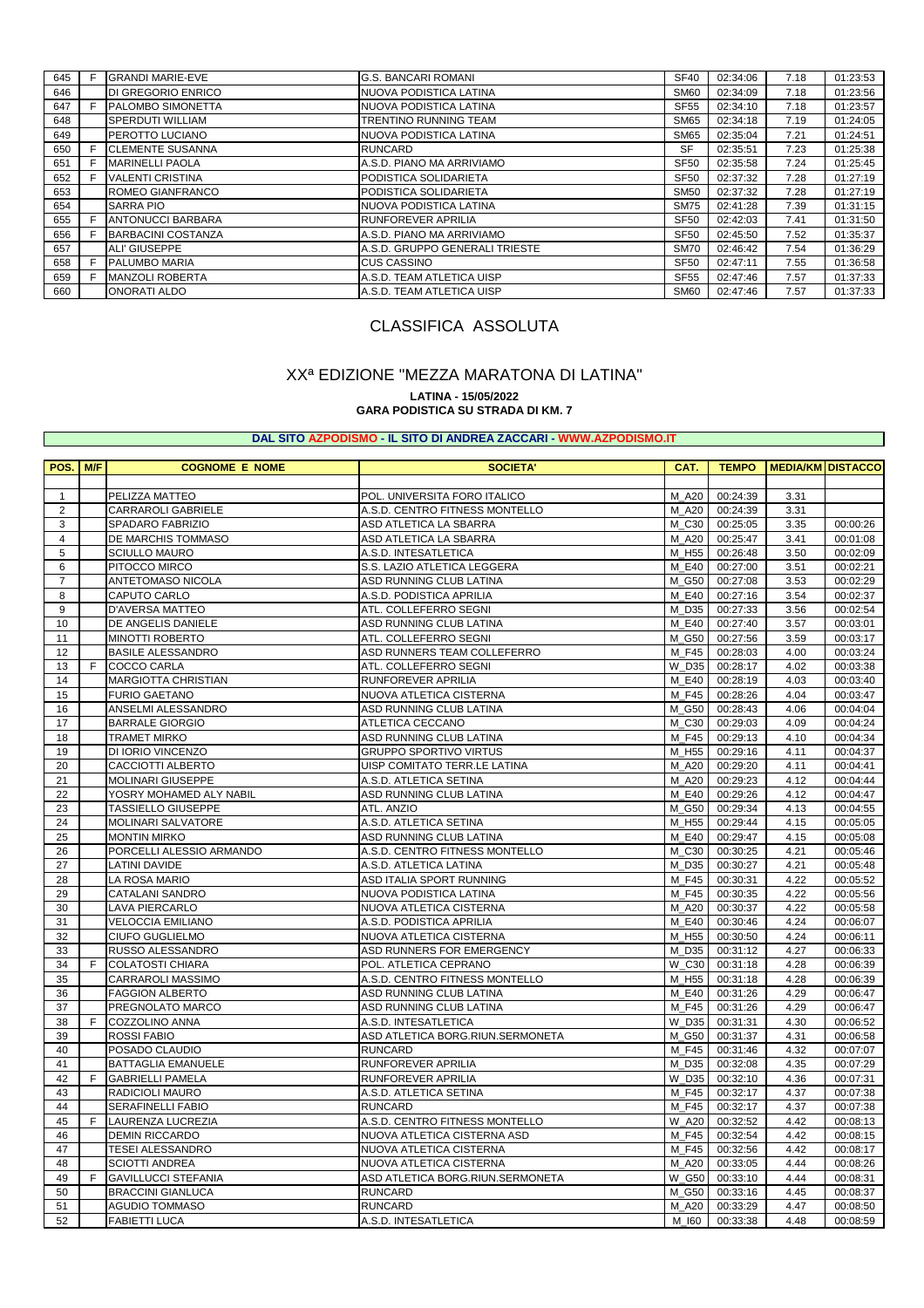| 645 | F | GRANDI MARIE-EVE | G.S. BANCARI ROMANI | SF40 | 02:34:06 | 7.18 | 01:23:53 |
|---|---|---|---|---|---|---|---|
| 646 | | DI GREGORIO ENRICO | NUOVA PODISTICA LATINA | SM60 | 02:34:09 | 7.18 | 01:23:56 |
| 647 | F | PALOMBO SIMONETTA | NUOVA PODISTICA LATINA | SF55 | 02:34:10 | 7.18 | 01:23:57 |
| 648 | | SPERDUTI WILLIAM | TRENTINO RUNNING TEAM | SM65 | 02:34:18 | 7.19 | 01:24:05 |
| 649 | | PEROTTO LUCIANO | NUOVA PODISTICA LATINA | SM65 | 02:35:04 | 7.21 | 01:24:51 |
| 650 | F | CLEMENTE SUSANNA | RUNCARD | SF | 02:35:51 | 7.23 | 01:25:38 |
| 651 | F | MARINELLI PAOLA | A.S.D. PIANO MA ARRIVIAMO | SF50 | 02:35:58 | 7.24 | 01:25:45 |
| 652 | F | VALENTI CRISTINA | PODISTICA SOLIDARIETA | SF50 | 02:37:32 | 7.28 | 01:27:19 |
| 653 | | ROMEO GIANFRANCO | PODISTICA SOLIDARIETA | SM50 | 02:37:32 | 7.28 | 01:27:19 |
| 654 | | SARRA PIO | NUOVA PODISTICA LATINA | SM75 | 02:41:28 | 7.39 | 01:31:15 |
| 655 | F | ANTONUCCI BARBARA | RUNFOREVER APRILIA | SF50 | 02:42:03 | 7.41 | 01:31:50 |
| 656 | F | BARBACINI COSTANZA | A.S.D. PIANO MA ARRIVIAMO | SF50 | 02:45:50 | 7.52 | 01:35:37 |
| 657 | | ALI' GIUSEPPE | A.S.D. GRUPPO GENERALI TRIESTE | SM70 | 02:46:42 | 7.54 | 01:36:29 |
| 658 | F | PALUMBO MARIA | CUS CASSINO | SF50 | 02:47:11 | 7.55 | 01:36:58 |
| 659 | F | MANZOLI ROBERTA | A.S.D. TEAM ATLETICA UISP | SF55 | 02:47:46 | 7.57 | 01:37:33 |
| 660 | | ONORATI ALDO | A.S.D. TEAM ATLETICA UISP | SM60 | 02:47:46 | 7.57 | 01:37:33 |

# CLASSIFICA ASSOLUTA

## XXª EDIZIONE "MEZZA MARATONA DI LATINA"

**LATINA - 15/05/2022**
**GARA PODISTICA SU STRADA DI KM. 7**

**DAL SITO AZPODISMO - IL SITO DI ANDREA ZACCARI - WWW.AZPODISMO.IT**

| POS. | M/F | COGNOME E NOME | SOCIETA' | CAT. | TEMPO | MEDIA/KM | DISTACCO |
|---|---|---|---|---|---|---|---|
| 1 | | PELIZZA MATTEO | POL. UNIVERSITA FORO ITALICO | M_A20 | 00:24:39 | 3.31 | |
| 2 | | CARRAROLI GABRIELE | A.S.D. CENTRO FITNESS MONTELLO | M_A20 | 00:24:39 | 3.31 | |
| 3 | | SPADARO FABRIZIO | ASD ATLETICA LA SBARRA | M_C30 | 00:25:05 | 3.35 | 00:00:26 |
| 4 | | DE MARCHIS TOMMASO | ASD ATLETICA LA SBARRA | M_A20 | 00:25:47 | 3.41 | 00:01:08 |
| 5 | | SCIULLO MAURO | A.S.D. INTESATLETICA | M_H55 | 00:26:48 | 3.50 | 00:02:09 |
| 6 | | PITOCCO MIRCO | S.S. LAZIO ATLETICA LEGGERA | M_E40 | 00:27:00 | 3.51 | 00:02:21 |
| 7 | | ANTETOMASO NICOLA | ASD RUNNING CLUB LATINA | M_G50 | 00:27:08 | 3.53 | 00:02:29 |
| 8 | | CAPUTO CARLO | A.S.D. PODISTICA APRILIA | M_E40 | 00:27:16 | 3.54 | 00:02:37 |
| 9 | | D'AVERSA MATTEO | ATL. COLLEFERRO SEGNI | M_D35 | 00:27:33 | 3.56 | 00:02:54 |
| 10 | | DE ANGELIS DANIELE | ASD RUNNING CLUB LATINA | M_E40 | 00:27:40 | 3.57 | 00:03:01 |
| 11 | | MINOTTI ROBERTO | ATL. COLLEFERRO SEGNI | M_G50 | 00:27:56 | 3.59 | 00:03:17 |
| 12 | | BASILE ALESSANDRO | ASD RUNNERS TEAM COLLEFERRO | M_F45 | 00:28:03 | 4.00 | 00:03:24 |
| 13 | F | COCCO CARLA | ATL. COLLEFERRO SEGNI | W_D35 | 00:28:17 | 4.02 | 00:03:38 |
| 14 | | MARGIOTTA CHRISTIAN | RUNFOREVER APRILIA | M_E40 | 00:28:19 | 4.03 | 00:03:40 |
| 15 | | FURIO GAETANO | NUOVA ATLETICA CISTERNA | M_F45 | 00:28:26 | 4.04 | 00:03:47 |
| 16 | | ANSELMI ALESSANDRO | ASD RUNNING CLUB LATINA | M_G50 | 00:28:43 | 4.06 | 00:04:04 |
| 17 | | BARRALE GIORGIO | ATLETICA CECCANO | M_C30 | 00:29:03 | 4.09 | 00:04:24 |
| 18 | | TRAMET MIRKO | ASD RUNNING CLUB LATINA | M_F45 | 00:29:13 | 4.10 | 00:04:34 |
| 19 | | DI IORIO VINCENZO | GRUPPO SPORTIVO VIRTUS | M_H55 | 00:29:16 | 4.11 | 00:04:37 |
| 20 | | CACCIOTTI ALBERTO | UISP COMITATO TERR.LE LATINA | M_A20 | 00:29:20 | 4.11 | 00:04:41 |
| 21 | | MOLINARI GIUSEPPE | A.S.D. ATLETICA SETINA | M_A20 | 00:29:23 | 4.12 | 00:04:44 |
| 22 | | YOSRY MOHAMED ALY NABIL | ASD RUNNING CLUB LATINA | M_E40 | 00:29:26 | 4.12 | 00:04:47 |
| 23 | | TASSIELLO GIUSEPPE | ATL. ANZIO | M_G50 | 00:29:34 | 4.13 | 00:04:55 |
| 24 | | MOLINARI SALVATORE | A.S.D. ATLETICA SETINA | M_H55 | 00:29:44 | 4.15 | 00:05:05 |
| 25 | | MONTIN MIRKO | ASD RUNNING CLUB LATINA | M_E40 | 00:29:47 | 4.15 | 00:05:08 |
| 26 | | PORCELLI ALESSIO ARMANDO | A.S.D. CENTRO FITNESS MONTELLO | M_C30 | 00:30:25 | 4.21 | 00:05:46 |
| 27 | | LATINI DAVIDE | A.S.D. ATLETICA LATINA | M_D35 | 00:30:27 | 4.21 | 00:05:48 |
| 28 | | LA ROSA MARIO | ASD ITALIA SPORT RUNNING | M_F45 | 00:30:31 | 4.22 | 00:05:52 |
| 29 | | CATALANI SANDRO | NUOVA PODISTICA LATINA | M_F45 | 00:30:35 | 4.22 | 00:05:56 |
| 30 | | LAVA PIERCARLO | NUOVA ATLETICA CISTERNA | M_A20 | 00:30:37 | 4.22 | 00:05:58 |
| 31 | | VELOCCIA EMILIANO | A.S.D. PODISTICA APRILIA | M_E40 | 00:30:46 | 4.24 | 00:06:07 |
| 32 | | CIUFO GUGLIELMO | NUOVA ATLETICA CISTERNA | M_H55 | 00:30:50 | 4.24 | 00:06:11 |
| 33 | | RUSSO ALESSANDRO | ASD RUNNERS FOR EMERGENCY | M_D35 | 00:31:12 | 4.27 | 00:06:33 |
| 34 | F | COLATOSTI CHIARA | POL. ATLETICA CEPRANO | W_C30 | 00:31:18 | 4.28 | 00:06:39 |
| 35 | | CARRAROLI MASSIMO | A.S.D. CENTRO FITNESS MONTELLO | M_H55 | 00:31:18 | 4.28 | 00:06:39 |
| 36 | | FAGGION ALBERTO | ASD RUNNING CLUB LATINA | M_E40 | 00:31:26 | 4.29 | 00:06:47 |
| 37 | | PREGNOLATO MARCO | ASD RUNNING CLUB LATINA | M_F45 | 00:31:26 | 4.29 | 00:06:47 |
| 38 | F | COZZOLINO ANNA | A.S.D. INTESATLETICA | W_D35 | 00:31:31 | 4.30 | 00:06:52 |
| 39 | | ROSSI FABIO | ASD ATLETICA BORG.RIUN.SERMONETA | M_G50 | 00:31:37 | 4.31 | 00:06:58 |
| 40 | | POSADO CLAUDIO | RUNCARD | M_F45 | 00:31:46 | 4.32 | 00:07:07 |
| 41 | | BATTAGLIA EMANUELE | RUNFOREVER APRILIA | M_D35 | 00:32:08 | 4.35 | 00:07:29 |
| 42 | F | GABRIELLI PAMELA | RUNFOREVER APRILIA | W_D35 | 00:32:10 | 4.36 | 00:07:31 |
| 43 | | RADICIOLI MAURO | A.S.D. ATLETICA SETINA | M_F45 | 00:32:17 | 4.37 | 00:07:38 |
| 44 | | SERAFINELLI FABIO | RUNCARD | M_F45 | 00:32:17 | 4.37 | 00:07:38 |
| 45 | F | LAURENZA LUCREZIA | A.S.D. CENTRO FITNESS MONTELLO | W_A20 | 00:32:52 | 4.42 | 00:08:13 |
| 46 | | DEMIN RICCARDO | NUOVA ATLETICA CISTERNA ASD | M_F45 | 00:32:54 | 4.42 | 00:08:15 |
| 47 | | TESEI ALESSANDRO | NUOVA ATLETICA CISTERNA | M_F45 | 00:32:56 | 4.42 | 00:08:17 |
| 48 | | SCIOTTI ANDREA | NUOVA ATLETICA CISTERNA | M_A20 | 00:33:05 | 4.44 | 00:08:26 |
| 49 | F | GAVILLUCCI STEFANIA | ASD ATLETICA BORG.RIUN.SERMONETA | W_G50 | 00:33:10 | 4.44 | 00:08:31 |
| 50 | | BRACCINI GIANLUCA | RUNCARD | M_G50 | 00:33:16 | 4.45 | 00:08:37 |
| 51 | | AGUDIO TOMMASO | RUNCARD | M_A20 | 00:33:29 | 4.47 | 00:08:50 |
| 52 | | FABIETTI LUCA | A.S.D. INTESATLETICA | M_I60 | 00:33:38 | 4.48 | 00:08:59 |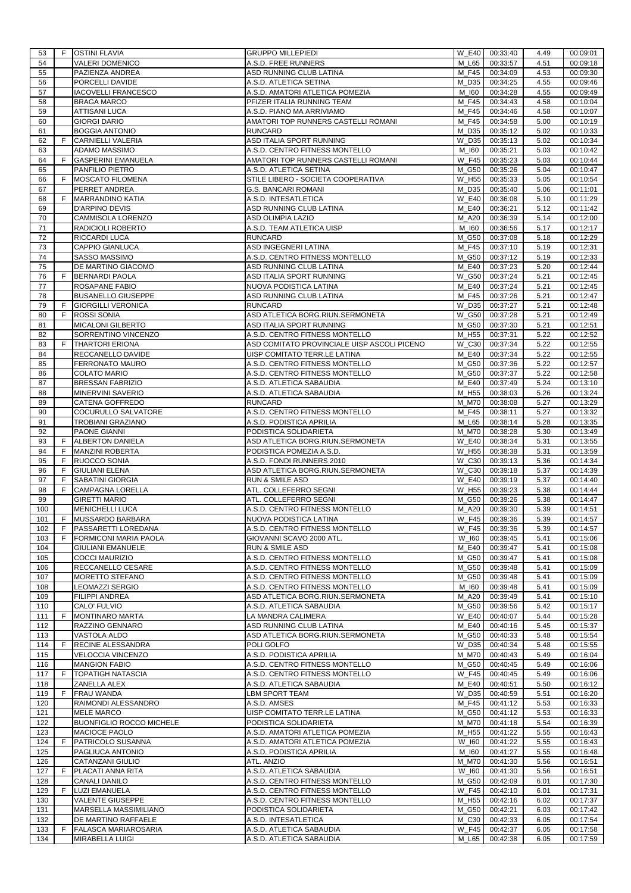| 53 | F | OSTINI FLAVIA | GRUPPO MILLEPIEDI | W_E40 | 00:33:40 | 4.49 | 00:09:01 |
|---|---|---|---|---|---|---|---|
| 54 | | VALERI DOMENICO | A.S.D. FREE RUNNERS | M_L65 | 00:33:57 | 4.51 | 00:09:18 |
| 55 | | PAZIENZA ANDREA | ASD RUNNING CLUB LATINA | M_F45 | 00:34:09 | 4.53 | 00:09:30 |
| 56 | | PORCELLI DAVIDE | A.S.D. ATLETICA SETINA | M_D35 | 00:34:25 | 4.55 | 00:09:46 |
| 57 | | IACOVELLI FRANCESCO | A.S.D. AMATORI ATLETICA POMEZIA | M_I60 | 00:34:28 | 4.55 | 00:09:49 |
| 58 | | BRAGA MARCO | PFIZER ITALIA RUNNING TEAM | M_F45 | 00:34:43 | 4.58 | 00:10:04 |
| 59 | | ATTISANI LUCA | A.S.D. PIANO MA ARRIVIAMO | M_F45 | 00:34:46 | 4.58 | 00:10:07 |
| 60 | | GIORGI DARIO | AMATORI TOP RUNNERS CASTELLI ROMANI | M_F45 | 00:34:58 | 5.00 | 00:10:19 |
| 61 | | BOGGIA ANTONIO | RUNCARD | M_D35 | 00:35:12 | 5.02 | 00:10:33 |
| 62 | F | CARNIELLI VALERIA | ASD ITALIA SPORT RUNNING | W_D35 | 00:35:13 | 5.02 | 00:10:34 |
| 63 | | ADAMO MASSIMO | A.S.D. CENTRO FITNESS MONTELLO | M_I60 | 00:35:21 | 5.03 | 00:10:42 |
| 64 | F | GASPERINI EMANUELA | AMATORI TOP RUNNERS CASTELLI ROMANI | W_F45 | 00:35:23 | 5.03 | 00:10:44 |
| 65 | | PANFILIO PIETRO | A.S.D. ATLETICA SETINA | M_G50 | 00:35:26 | 5.04 | 00:10:47 |
| 66 | F | MOSCATO FILOMENA | STILE LIBERO - SOCIETA COOPERATIVA | W_H55 | 00:35:33 | 5.05 | 00:10:54 |
| 67 | | PERRET ANDREA | G.S. BANCARI ROMANI | M_D35 | 00:35:40 | 5.06 | 00:11:01 |
| 68 | F | MARRANDINO KATIA | A.S.D. INTESATLETICA | W_E40 | 00:36:08 | 5.10 | 00:11:29 |
| 69 | | D'ARPINO DEVIS | ASD RUNNING CLUB LATINA | M_E40 | 00:36:21 | 5.12 | 00:11:42 |
| 70 | | CAMMISOLA LORENZO | ASD OLIMPIA LAZIO | M_A20 | 00:36:39 | 5.14 | 00:12:00 |
| 71 | | RADICIOLI ROBERTO | A.S.D. TEAM ATLETICA UISP | M_I60 | 00:36:56 | 5.17 | 00:12:17 |
| 72 | | RICCARDI LUCA | RUNCARD | M_G50 | 00:37:08 | 5.18 | 00:12:29 |
| 73 | | CAPPIO GIANLUCA | ASD INGEGNERI LATINA | M_F45 | 00:37:10 | 5.19 | 00:12:31 |
| 74 | | SASSO MASSIMO | A.S.D. CENTRO FITNESS MONTELLO | M_G50 | 00:37:12 | 5.19 | 00:12:33 |
| 75 | | DE MARTINO GIACOMO | ASD RUNNING CLUB LATINA | M_E40 | 00:37:23 | 5.20 | 00:12:44 |
| 76 | F | BERNARDI PAOLA | ASD ITALIA SPORT RUNNING | W_G50 | 00:37:24 | 5.21 | 00:12:45 |
| 77 | | ROSAPANE FABIO | NUOVA PODISTICA LATINA | M_E40 | 00:37:24 | 5.21 | 00:12:45 |
| 78 | | BUSANELLO GIUSEPPE | ASD RUNNING CLUB LATINA | M_F45 | 00:37:26 | 5.21 | 00:12:47 |
| 79 | F | GIORGILLI VERONICA | RUNCARD | W_D35 | 00:37:27 | 5.21 | 00:12:48 |
| 80 | F | ROSSI SONIA | ASD ATLETICA BORG.RIUN.SERMONETA | W_G50 | 00:37:28 | 5.21 | 00:12:49 |
| 81 | | MICALONI GILBERTO | ASD ITALIA SPORT RUNNING | M_G50 | 00:37:30 | 5.21 | 00:12:51 |
| 82 | | SORRENTINO VINCENZO | A.S.D. CENTRO FITNESS MONTELLO | M_H55 | 00:37:31 | 5.22 | 00:12:52 |
| 83 | F | THARTORI ERIONA | ASD COMITATO PROVINCIALE UISP ASCOLI PICENO | W_C30 | 00:37:34 | 5.22 | 00:12:55 |
| 84 | | RECCANELLO DAVIDE | UISP COMITATO TERR.LE LATINA | M_E40 | 00:37:34 | 5.22 | 00:12:55 |
| 85 | | FERRONATO MAURO | A.S.D. CENTRO FITNESS MONTELLO | M_G50 | 00:37:36 | 5.22 | 00:12:57 |
| 86 | | COLATO MARIO | A.S.D. CENTRO FITNESS MONTELLO | M_G50 | 00:37:37 | 5.22 | 00:12:58 |
| 87 | | BRESSAN FABRIZIO | A.S.D. ATLETICA SABAUDIA | M_E40 | 00:37:49 | 5.24 | 00:13:10 |
| 88 | | MINERVINI SAVERIO | A.S.D. ATLETICA SABAUDIA | M_H55 | 00:38:03 | 5.26 | 00:13:24 |
| 89 | | CATENA GOFFREDO | RUNCARD | M_M70 | 00:38:08 | 5.27 | 00:13:29 |
| 90 | | COCURULLO SALVATORE | A.S.D. CENTRO FITNESS MONTELLO | M_F45 | 00:38:11 | 5.27 | 00:13:32 |
| 91 | | TROBIANI GRAZIANO | A.S.D. PODISTICA APRILIA | M_L65 | 00:38:14 | 5.28 | 00:13:35 |
| 92 | | PAONE GIANNI | PODISTICA SOLIDARIETA | M_M70 | 00:38:28 | 5.30 | 00:13:49 |
| 93 | F | ALBERTON DANIELA | ASD ATLETICA BORG.RIUN.SERMONETA | W_E40 | 00:38:34 | 5.31 | 00:13:55 |
| 94 | F | MANZINI ROBERTA | PODISTICA POMEZIA A.S.D. | W_H55 | 00:38:38 | 5.31 | 00:13:59 |
| 95 | F | RUOCCO SONIA | A.S.D. FONDI RUNNERS 2010 | W_C30 | 00:39:13 | 5.36 | 00:14:34 |
| 96 | F | GIULIANI ELENA | ASD ATLETICA BORG.RIUN.SERMONETA | W_C30 | 00:39:18 | 5.37 | 00:14:39 |
| 97 | F | SABATINI GIORGIA | RUN & SMILE ASD | W_E40 | 00:39:19 | 5.37 | 00:14:40 |
| 98 | F | CAMPAGNA LORELLA | ATL. COLLEFERRO SEGNI | W_H55 | 00:39:23 | 5.38 | 00:14:44 |
| 99 | | GIRETTI MARIO | ATL. COLLEFERRO SEGNI | M_G50 | 00:39:26 | 5.38 | 00:14:47 |
| 100 | | MENICHELLI LUCA | A.S.D. CENTRO FITNESS MONTELLO | M_A20 | 00:39:30 | 5.39 | 00:14:51 |
| 101 | F | MUSSARDO BARBARA | NUOVA PODISTICA LATINA | W_F45 | 00:39:36 | 5.39 | 00:14:57 |
| 102 | F | PASSARETTI LOREDANA | A.S.D. CENTRO FITNESS MONTELLO | W_F45 | 00:39:36 | 5.39 | 00:14:57 |
| 103 | F | FORMICONI MARIA PAOLA | GIOVANNI SCAVO 2000 ATL. | W_I60 | 00:39:45 | 5.41 | 00:15:06 |
| 104 | | GIULIANI EMANUELE | RUN & SMILE ASD | M_E40 | 00:39:47 | 5.41 | 00:15:08 |
| 105 | | COCCI MAURIZIO | A.S.D. CENTRO FITNESS MONTELLO | M_G50 | 00:39:47 | 5.41 | 00:15:08 |
| 106 | | RECCANELLO CESARE | A.S.D. CENTRO FITNESS MONTELLO | M_G50 | 00:39:48 | 5.41 | 00:15:09 |
| 107 | | MORETTO STEFANO | A.S.D. CENTRO FITNESS MONTELLO | M_G50 | 00:39:48 | 5.41 | 00:15:09 |
| 108 | | LEOMAZZI SERGIO | A.S.D. CENTRO FITNESS MONTELLO | M_I60 | 00:39:48 | 5.41 | 00:15:09 |
| 109 | | FILIPPI ANDREA | ASD ATLETICA BORG.RIUN.SERMONETA | M_A20 | 00:39:49 | 5.41 | 00:15:10 |
| 110 | | CALO' FULVIO | A.S.D. ATLETICA SABAUDIA | M_G50 | 00:39:56 | 5.42 | 00:15:17 |
| 111 | F | MONTINARO MARTA | LA MANDRA CALIMERA | W_E40 | 00:40:07 | 5.44 | 00:15:28 |
| 112 | | RAZZINO GENNARO | ASD RUNNING CLUB LATINA | M_E40 | 00:40:16 | 5.45 | 00:15:37 |
| 113 | | VASTOLA ALDO | ASD ATLETICA BORG.RIUN.SERMONETA | M_G50 | 00:40:33 | 5.48 | 00:15:54 |
| 114 | F | RECINE ALESSANDRA | POLI GOLFO | W_D35 | 00:40:34 | 5.48 | 00:15:55 |
| 115 | | VELOCCIA VINCENZO | A.S.D. PODISTICA APRILIA | M_M70 | 00:40:43 | 5.49 | 00:16:04 |
| 116 | | MANGION FABIO | A.S.D. CENTRO FITNESS MONTELLO | M_G50 | 00:40:45 | 5.49 | 00:16:06 |
| 117 | F | TOPATIGH NATASCIA | A.S.D. CENTRO FITNESS MONTELLO | W_F45 | 00:40:45 | 5.49 | 00:16:06 |
| 118 | | ZANELLA ALEX | A.S.D. ATLETICA SABAUDIA | M_E40 | 00:40:51 | 5.50 | 00:16:12 |
| 119 | F | FRAU WANDA | LBM SPORT TEAM | W_D35 | 00:40:59 | 5.51 | 00:16:20 |
| 120 | | RAIMONDI ALESSANDRO | A.S.D. AMSES | M_F45 | 00:41:12 | 5.53 | 00:16:33 |
| 121 | | MELE MARCO | UISP COMITATO TERR.LE LATINA | M_G50 | 00:41:12 | 5.53 | 00:16:33 |
| 122 | | BUONFIGLIO ROCCO MICHELE | PODISTICA SOLIDARIETA | M_M70 | 00:41:18 | 5.54 | 00:16:39 |
| 123 | | MACIOCE PAOLO | A.S.D. AMATORI ATLETICA POMEZIA | M_H55 | 00:41:22 | 5.55 | 00:16:43 |
| 124 | F | PATRICOLO SUSANNA | A.S.D. AMATORI ATLETICA POMEZIA | W_I60 | 00:41:22 | 5.55 | 00:16:43 |
| 125 | | PAGLIUCA ANTONIO | A.S.D. PODISTICA APRILIA | M_I60 | 00:41:27 | 5.55 | 00:16:48 |
| 126 | | CATANZANI GIULIO | ATL. ANZIO | M_M70 | 00:41:30 | 5.56 | 00:16:51 |
| 127 | F | PLACATI ANNA RITA | A.S.D. ATLETICA SABAUDIA | W_I60 | 00:41:30 | 5.56 | 00:16:51 |
| 128 | | CANALI DANILO | A.S.D. CENTRO FITNESS MONTELLO | M_G50 | 00:42:09 | 6.01 | 00:17:30 |
| 129 | F | LUZI EMANUELA | A.S.D. CENTRO FITNESS MONTELLO | W_F45 | 00:42:10 | 6.01 | 00:17:31 |
| 130 | | VALENTE GIUSEPPE | A.S.D. CENTRO FITNESS MONTELLO | M_H55 | 00:42:16 | 6.02 | 00:17:37 |
| 131 | | MARSELLA MASSIMILIANO | PODISTICA SOLIDARIETA | M_G50 | 00:42:21 | 6.03 | 00:17:42 |
| 132 | | DE MARTINO RAFFAELE | A.S.D. INTESATLETICA | M_C30 | 00:42:33 | 6.05 | 00:17:54 |
| 133 | F | FALASCA MARIAROSARIA | A.S.D. ATLETICA SABAUDIA | W_F45 | 00:42:37 | 6.05 | 00:17:58 |
| 134 | | MIRABELLA LUIGI | A.S.D. ATLETICA SABAUDIA | M_L65 | 00:42:38 | 6.05 | 00:17:59 |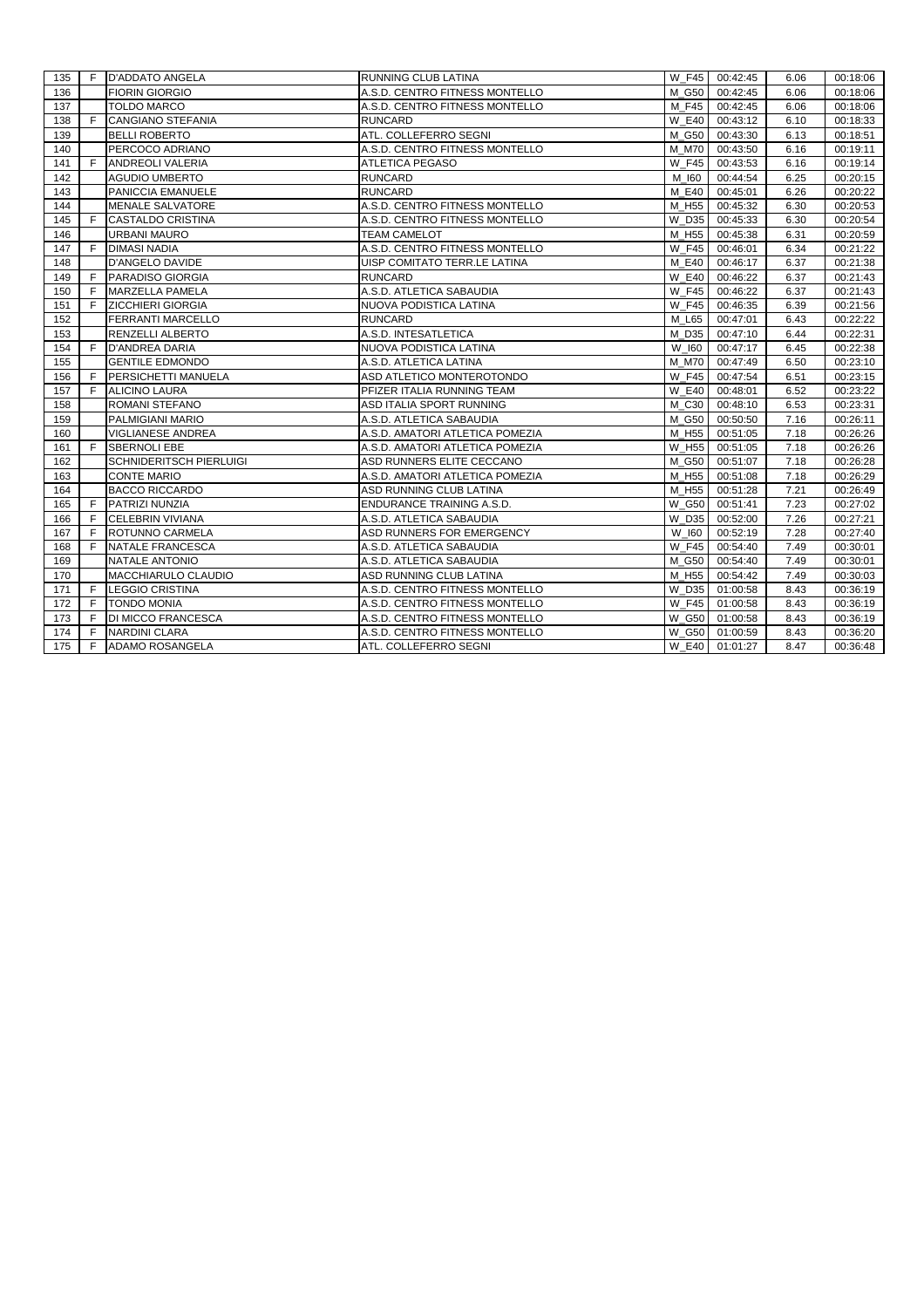| | | | | | | | |
|---|---|---|---|---|---|---|---|
| 135 | F | D'ADDATO ANGELA | RUNNING CLUB LATINA | W_F45 | 00:42:45 | 6.06 | 00:18:06 |
| 136 | | FIORIN GIORGIO | A.S.D. CENTRO FITNESS MONTELLO | M_G50 | 00:42:45 | 6.06 | 00:18:06 |
| 137 | | TOLDO MARCO | A.S.D. CENTRO FITNESS MONTELLO | M_F45 | 00:42:45 | 6.06 | 00:18:06 |
| 138 | F | CANGIANO STEFANIA | RUNCARD | W_E40 | 00:43:12 | 6.10 | 00:18:33 |
| 139 | | BELLI ROBERTO | ATL. COLLEFERRO SEGNI | M_G50 | 00:43:30 | 6.13 | 00:18:51 |
| 140 | | PERCOCO ADRIANO | A.S.D. CENTRO FITNESS MONTELLO | M_M70 | 00:43:50 | 6.16 | 00:19:11 |
| 141 | F | ANDREOLI VALERIA | ATLETICA PEGASO | W_F45 | 00:43:53 | 6.16 | 00:19:14 |
| 142 | | AGUDIO UMBERTO | RUNCARD | M_I60 | 00:44:54 | 6.25 | 00:20:15 |
| 143 | | PANICCIA EMANUELE | RUNCARD | M_E40 | 00:45:01 | 6.26 | 00:20:22 |
| 144 | | MENALE SALVATORE | A.S.D. CENTRO FITNESS MONTELLO | M_H55 | 00:45:32 | 6.30 | 00:20:53 |
| 145 | F | CASTALDO CRISTINA | A.S.D. CENTRO FITNESS MONTELLO | W_D35 | 00:45:33 | 6.30 | 00:20:54 |
| 146 | | URBANI MAURO | TEAM CAMELOT | M_H55 | 00:45:38 | 6.31 | 00:20:59 |
| 147 | F | DIMASI NADIA | A.S.D. CENTRO FITNESS MONTELLO | W_F45 | 00:46:01 | 6.34 | 00:21:22 |
| 148 | | D'ANGELO DAVIDE | UISP COMITATO TERR.LE LATINA | M_E40 | 00:46:17 | 6.37 | 00:21:38 |
| 149 | F | PARADISO GIORGIA | RUNCARD | W_E40 | 00:46:22 | 6.37 | 00:21:43 |
| 150 | F | MARZELLA PAMELA | A.S.D. ATLETICA SABAUDIA | W_F45 | 00:46:22 | 6.37 | 00:21:43 |
| 151 | F | ZICCHIERI GIORGIA | NUOVA PODISTICA LATINA | W_F45 | 00:46:35 | 6.39 | 00:21:56 |
| 152 | | FERRANTI MARCELLO | RUNCARD | M_L65 | 00:47:01 | 6.43 | 00:22:22 |
| 153 | | RENZELLI ALBERTO | A.S.D. INTESATLETICA | M_D35 | 00:47:10 | 6.44 | 00:22:31 |
| 154 | F | D'ANDREA DARIA | NUOVA PODISTICA LATINA | W_I60 | 00:47:17 | 6.45 | 00:22:38 |
| 155 | | GENTILE EDMONDO | A.S.D. ATLETICA LATINA | M_M70 | 00:47:49 | 6.50 | 00:23:10 |
| 156 | F | PERSICHETTI MANUELA | ASD ATLETICO MONTEROTONDO | W_F45 | 00:47:54 | 6.51 | 00:23:15 |
| 157 | F | ALICINO LAURA | PFIZER ITALIA RUNNING TEAM | W_E40 | 00:48:01 | 6.52 | 00:23:22 |
| 158 | | ROMANI STEFANO | ASD ITALIA SPORT RUNNING | M_C30 | 00:48:10 | 6.53 | 00:23:31 |
| 159 | | PALMIGIANI MARIO | A.S.D. ATLETICA SABAUDIA | M_G50 | 00:50:50 | 7.16 | 00:26:11 |
| 160 | | VIGLIANESE ANDREA | A.S.D. AMATORI ATLETICA POMEZIA | M_H55 | 00:51:05 | 7.18 | 00:26:26 |
| 161 | F | SBERNOLI EBE | A.S.D. AMATORI ATLETICA POMEZIA | W_H55 | 00:51:05 | 7.18 | 00:26:26 |
| 162 | | SCHNIDERITSCH PIERLUIGI | ASD RUNNERS ELITE CECCANO | M_G50 | 00:51:07 | 7.18 | 00:26:28 |
| 163 | | CONTE MARIO | A.S.D. AMATORI ATLETICA POMEZIA | M_H55 | 00:51:08 | 7.18 | 00:26:29 |
| 164 | | BACCO RICCARDO | ASD RUNNING CLUB LATINA | M_H55 | 00:51:28 | 7.21 | 00:26:49 |
| 165 | F | PATRIZI NUNZIA | ENDURANCE TRAINING A.S.D. | W_G50 | 00:51:41 | 7.23 | 00:27:02 |
| 166 | F | CELEBRIN VIVIANA | A.S.D. ATLETICA SABAUDIA | W_D35 | 00:52:00 | 7.26 | 00:27:21 |
| 167 | F | ROTUNNO CARMELA | ASD RUNNERS FOR EMERGENCY | W_I60 | 00:52:19 | 7.28 | 00:27:40 |
| 168 | F | NATALE FRANCESCA | A.S.D. ATLETICA SABAUDIA | W_F45 | 00:54:40 | 7.49 | 00:30:01 |
| 169 | | NATALE ANTONIO | A.S.D. ATLETICA SABAUDIA | M_G50 | 00:54:40 | 7.49 | 00:30:01 |
| 170 | | MACCHIARULO CLAUDIO | ASD RUNNING CLUB LATINA | M_H55 | 00:54:42 | 7.49 | 00:30:03 |
| 171 | F | LEGGIO CRISTINA | A.S.D. CENTRO FITNESS MONTELLO | W_D35 | 01:00:58 | 8.43 | 00:36:19 |
| 172 | F | TONDO MONIA | A.S.D. CENTRO FITNESS MONTELLO | W_F45 | 01:00:58 | 8.43 | 00:36:19 |
| 173 | F | DI MICCO FRANCESCA | A.S.D. CENTRO FITNESS MONTELLO | W_G50 | 01:00:58 | 8.43 | 00:36:19 |
| 174 | F | NARDINI CLARA | A.S.D. CENTRO FITNESS MONTELLO | W_G50 | 01:00:59 | 8.43 | 00:36:20 |
| 175 | F | ADAMO ROSANGELA | ATL. COLLEFERRO SEGNI | W_E40 | 01:01:27 | 8.47 | 00:36:48 |